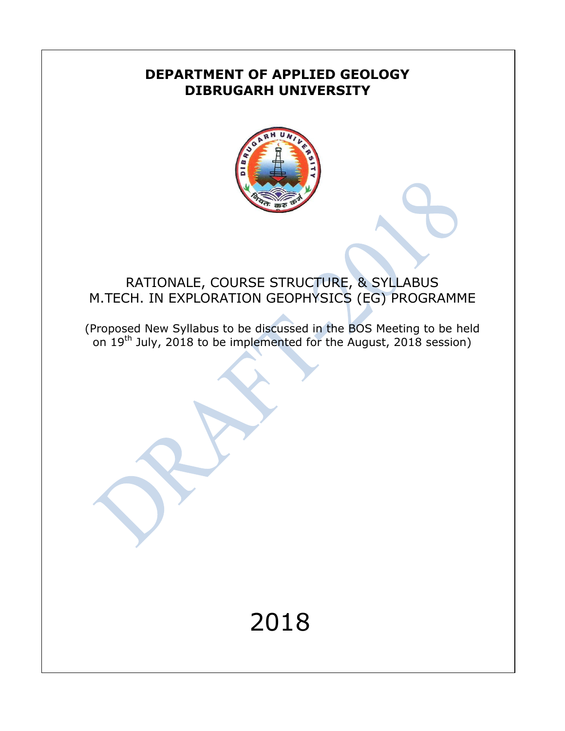# DEPARTMENT OF APPLIED GEOLOGY
# DIBRUGARH UNIVERSITY

## RATIONALE, COURSE STRUCTURE, & SYLLABUS
## M.TECH. IN EXPLORATION GEOPHYSICS (EG) PROGRAMME

(Proposed New Syllabus to be discussed in the BOS Meeting to be held on 19th July, 2018 to be implemented for the August, 2018 session)

2018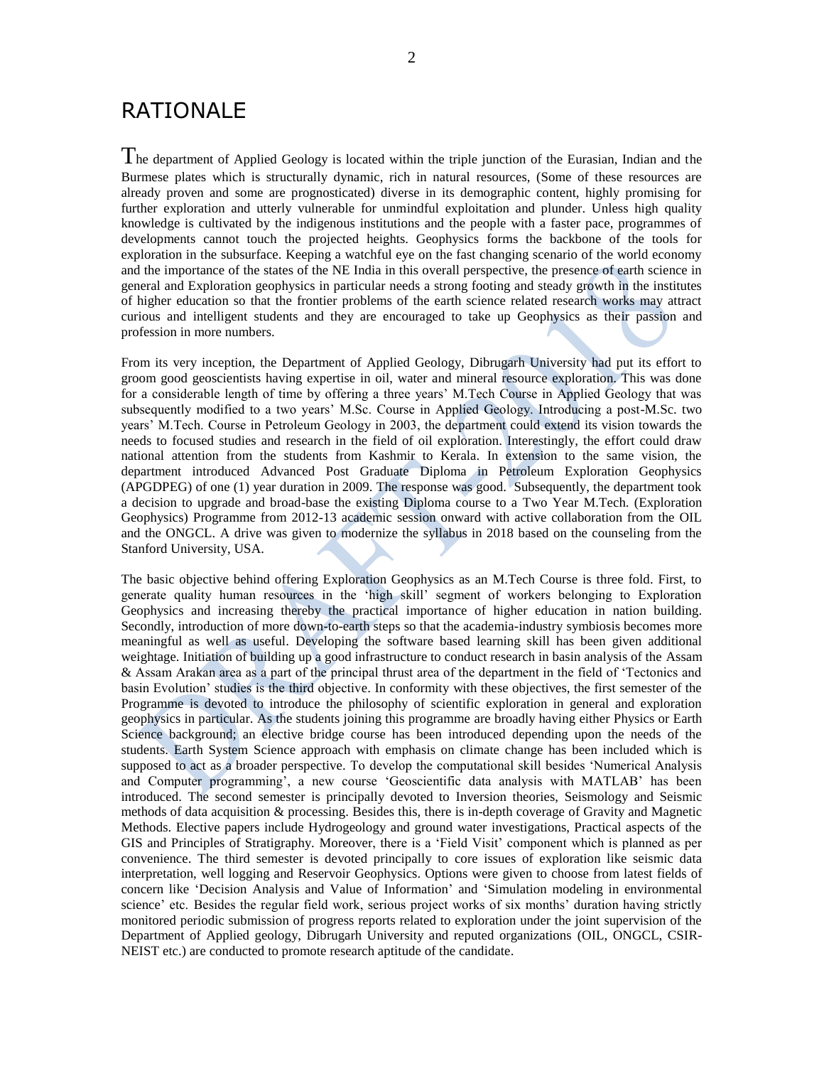# RATIONALE

The department of Applied Geology is located within the triple junction of the Eurasian, Indian and the Burmese plates which is structurally dynamic, rich in natural resources, (Some of these resources are already proven and some are prognosticated) diverse in its demographic content, highly promising for further exploration and utterly vulnerable for unmindful exploitation and plunder. Unless high quality knowledge is cultivated by the indigenous institutions and the people with a faster pace, programmes of developments cannot touch the projected heights. Geophysics forms the backbone of the tools for exploration in the subsurface. Keeping a watchful eye on the fast changing scenario of the world economy and the importance of the states of the NE India in this overall perspective, the presence of earth science in general and Exploration geophysics in particular needs a strong footing and steady growth in the institutes of higher education so that the frontier problems of the earth science related research works may attract curious and intelligent students and they are encouraged to take up Geophysics as their passion and profession in more numbers.

From its very inception, the Department of Applied Geology, Dibrugarh University had put its effort to groom good geoscientists having expertise in oil, water and mineral resource exploration. This was done for a considerable length of time by offering a three years' M.Tech Course in Applied Geology that was subsequently modified to a two years' M.Sc. Course in Applied Geology. Introducing a post-M.Sc. two years' M.Tech. Course in Petroleum Geology in 2003, the department could extend its vision towards the needs to focused studies and research in the field of oil exploration. Interestingly, the effort could draw national attention from the students from Kashmir to Kerala. In extension to the same vision, the department introduced Advanced Post Graduate Diploma in Petroleum Exploration Geophysics (APGDPEG) of one (1) year duration in 2009. The response was good. Subsequently, the department took a decision to upgrade and broad-base the existing Diploma course to a Two Year M.Tech. (Exploration Geophysics) Programme from 2012-13 academic session onward with active collaboration from the OIL and the ONGCL. A drive was given to modernize the syllabus in 2018 based on the counseling from the Stanford University, USA.

The basic objective behind offering Exploration Geophysics as an M.Tech Course is three fold. First, to generate quality human resources in the 'high skill' segment of workers belonging to Exploration Geophysics and increasing thereby the practical importance of higher education in nation building. Secondly, introduction of more down-to-earth steps so that the academia-industry symbiosis becomes more meaningful as well as useful. Developing the software based learning skill has been given additional weightage. Initiation of building up a good infrastructure to conduct research in basin analysis of the Assam & Assam Arakan area as a part of the principal thrust area of the department in the field of 'Tectonics and basin Evolution' studies is the third objective. In conformity with these objectives, the first semester of the Programme is devoted to introduce the philosophy of scientific exploration in general and exploration geophysics in particular. As the students joining this programme are broadly having either Physics or Earth Science background; an elective bridge course has been introduced depending upon the needs of the students. Earth System Science approach with emphasis on climate change has been included which is supposed to act as a broader perspective. To develop the computational skill besides 'Numerical Analysis and Computer programming', a new course 'Geoscientific data analysis with MATLAB' has been introduced. The second semester is principally devoted to Inversion theories, Seismology and Seismic methods of data acquisition & processing. Besides this, there is in-depth coverage of Gravity and Magnetic Methods. Elective papers include Hydrogeology and ground water investigations, Practical aspects of the GIS and Principles of Stratigraphy. Moreover, there is a 'Field Visit' component which is planned as per convenience. The third semester is devoted principally to core issues of exploration like seismic data interpretation, well logging and Reservoir Geophysics. Options were given to choose from latest fields of concern like 'Decision Analysis and Value of Information' and 'Simulation modeling in environmental science' etc. Besides the regular field work, serious project works of six months' duration having strictly monitored periodic submission of progress reports related to exploration under the joint supervision of the Department of Applied geology, Dibrugarh University and reputed organizations (OIL, ONGCL, CSIR-NEIST etc.) are conducted to promote research aptitude of the candidate.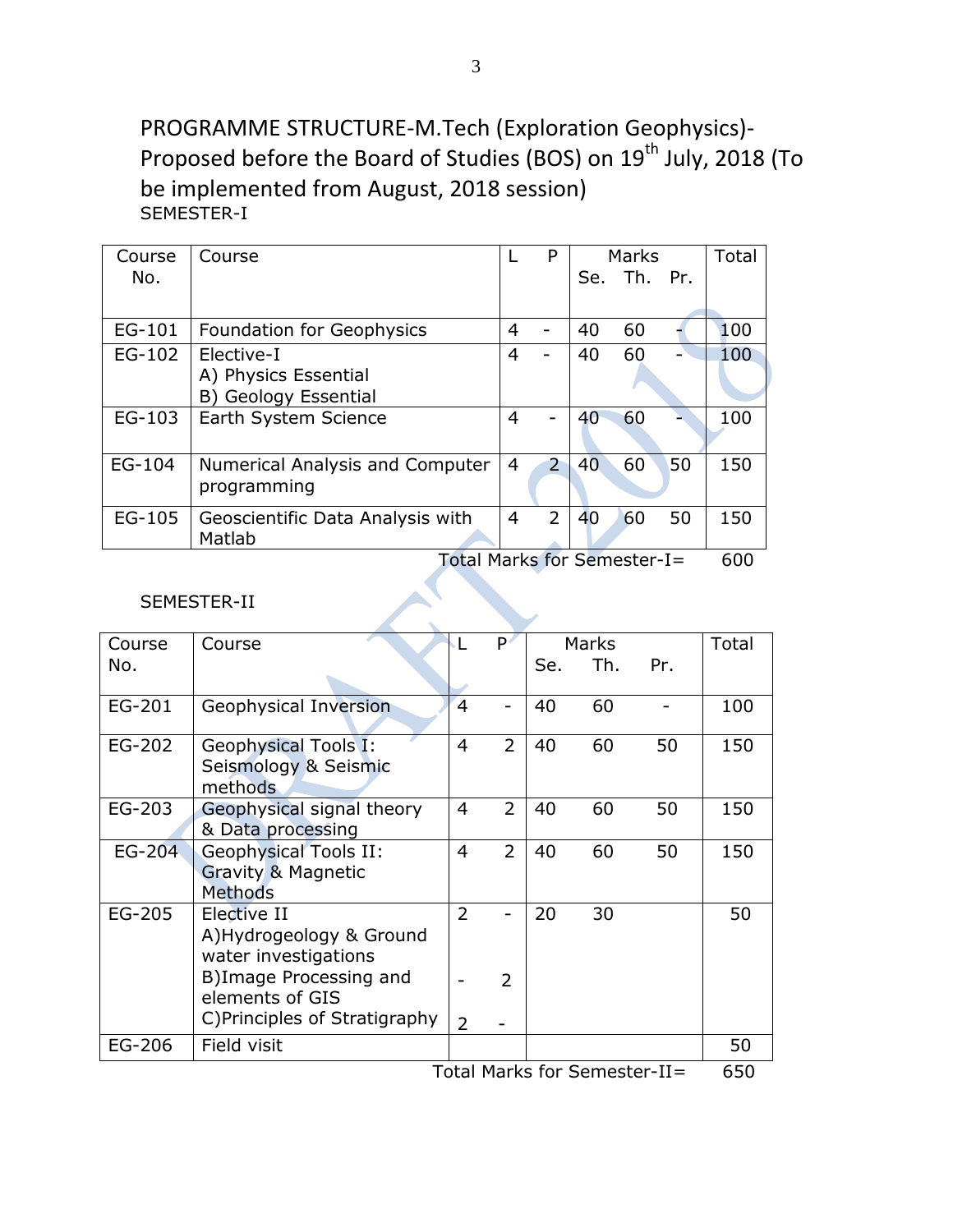PROGRAMME STRUCTURE-M.Tech (Exploration Geophysics)- Proposed before the Board of Studies (BOS) on 19th July, 2018 (To be implemented from August, 2018 session)

SEMESTER-I

| Course No. | Course | L | P | Marks Se. | Th. | Pr. | Total |
|---|---|---|---|---|---|---|---|
| EG-101 | Foundation for Geophysics | 4 | - | 40 | 60 | - | 100 |
| EG-102 | Elective-I<br>A) Physics Essential<br>B) Geology Essential | 4 | - | 40 | 60 | - | 100 |
| EG-103 | Earth System Science | 4 | - | 40 | 60 | - | 100 |
| EG-104 | Numerical Analysis and Computer programming | 4 | 2 | 40 | 60 | 50 | 150 |
| EG-105 | Geoscientific Data Analysis with Matlab | 4 | 2 | 40 | 60 | 50 | 150 |
| | | | | | | Total Marks for Semester-I= | 600 |

SEMESTER-II

| Course No. | Course | L | P | Marks Se. | Th. | Pr. | Total |
|---|---|---|---|---|---|---|---|
| EG-201 | Geophysical Inversion | 4 | - | 40 | 60 | - | 100 |
| EG-202 | Geophysical Tools I: Seismology & Seismic methods | 4 | 2 | 40 | 60 | 50 | 150 |
| EG-203 | Geophysical signal theory & Data processing | 4 | 2 | 40 | 60 | 50 | 150 |
| EG-204 | Geophysical Tools II: Gravity & Magnetic Methods | 4 | 2 | 40 | 60 | 50 | 150 |
| EG-205 | Elective II<br>A)Hydrogeology & Ground water investigations<br>B)Image Processing and elements of GIS<br>C)Principles of Stratigraphy | 2<br><br>-<br><br>2 | -<br><br>2<br><br>- | 20 | 30 | | 50 |
| EG-206 | Field visit | | | | | | 50 |
| | | | | | | Total Marks for Semester-II= | 650 |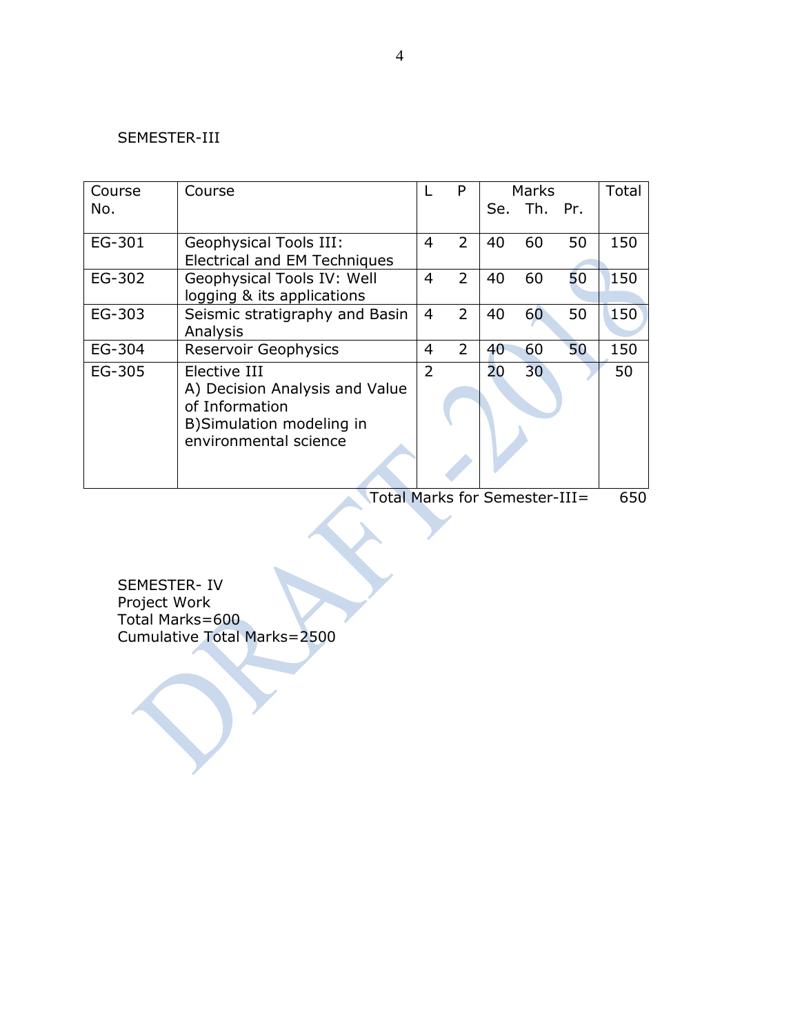SEMESTER-III

| Course No. | Course | L | P | Marks | | | Total |
|---|---|---|---|---|---|---|---|
| | | | | Se. | Th. | Pr. | |
| EG-301 | Geophysical Tools III: Electrical and EM Techniques | 4 | 2 | 40 | 60 | 50 | 150 |
| EG-302 | Geophysical Tools IV: Well logging & its applications | 4 | 2 | 40 | 60 | 50 | 150 |
| EG-303 | Seismic stratigraphy and Basin Analysis | 4 | 2 | 40 | 60 | 50 | 150 |
| EG-304 | Reservoir Geophysics | 4 | 2 | 40 | 60 | 50 | 150 |
| EG-305 | Elective III<br>A) Decision Analysis and Value of Information<br>B)Simulation modeling in environmental science | 2 | | 20 | 30 | | 50 |

Total Marks for Semester-III= 650

SEMESTER- IV
Project Work
Total Marks=600
Cumulative Total Marks=2500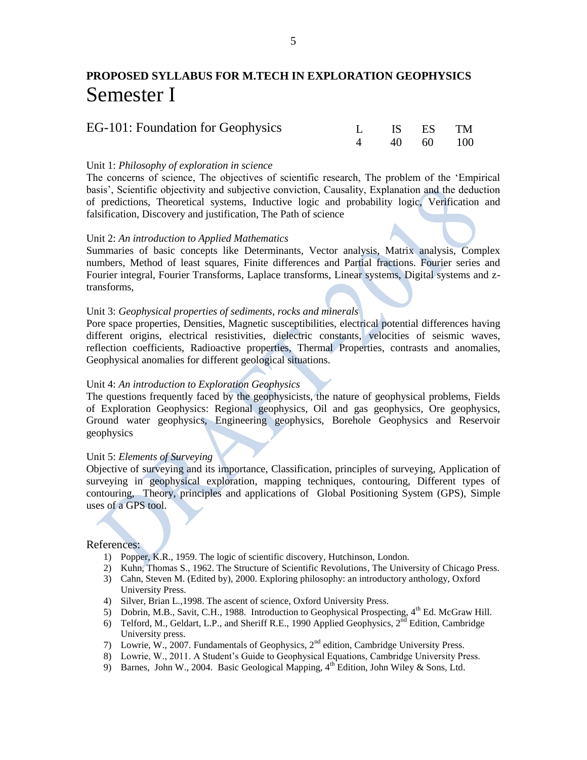## PROPOSED SYLLABUS FOR M.TECH IN EXPLORATION GEOPHYSICS

# Semester I

## EG-101: Foundation for Geophysics

| L | IS | ES | TM |
|---|---|---|---|
| 4 | 40 | 60 | 100 |

Unit 1: *Philosophy of exploration in science*

The concerns of science, The objectives of scientific research, The problem of the 'Empirical basis', Scientific objectivity and subjective conviction, Causality, Explanation and the deduction of predictions, Theoretical systems, Inductive logic and probability logic, Verification and falsification, Discovery and justification, The Path of science

Unit 2: *An introduction to Applied Mathematics*

Summaries of basic concepts like Determinants, Vector analysis, Matrix analysis, Complex numbers, Method of least squares, Finite differences and Partial fractions. Fourier series and Fourier integral, Fourier Transforms, Laplace transforms, Linear systems, Digital systems and z-transforms,

Unit 3: *Geophysical properties of sediments, rocks and minerals*

Pore space properties, Densities, Magnetic susceptibilities, electrical potential differences having different origins, electrical resistivities, dielectric constants, velocities of seismic waves, reflection coefficients, Radioactive properties, Thermal Properties, contrasts and anomalies, Geophysical anomalies for different geological situations.

Unit 4: *An introduction to Exploration Geophysics*

The questions frequently faced by the geophysicists, the nature of geophysical problems, Fields of Exploration Geophysics: Regional geophysics, Oil and gas geophysics, Ore geophysics, Ground water geophysics, Engineering geophysics, Borehole Geophysics and Reservoir geophysics

Unit 5: *Elements of Surveying*

Objective of surveying and its importance, Classification, principles of surveying, Application of surveying in geophysical exploration, mapping techniques, contouring, Different types of contouring, Theory, principles and applications of Global Positioning System (GPS), Simple uses of a GPS tool.

References:

1) Popper, K.R., 1959. The logic of scientific discovery, Hutchinson, London.
2) Kuhn, Thomas S., 1962. The Structure of Scientific Revolutions, The University of Chicago Press.
3) Cahn, Steven M. (Edited by), 2000. Exploring philosophy: an introductory anthology, Oxford University Press.
4) Silver, Brian L.,1998. The ascent of science, Oxford University Press.
5) Dobrin, M.B., Savit, C.H., 1988. Introduction to Geophysical Prospecting, 4th Ed. McGraw Hill.
6) Telford, M., Geldart, L.P., and Sheriff R.E., 1990 Applied Geophysics, 2nd Edition, Cambridge University press.
7) Lowrie, W., 2007. Fundamentals of Geophysics, 2nd edition, Cambridge University Press.
8) Lowrie, W., 2011. A Student's Guide to Geophysical Equations, Cambridge University Press.
9) Barnes, John W., 2004. Basic Geological Mapping, 4th Edition, John Wiley & Sons, Ltd.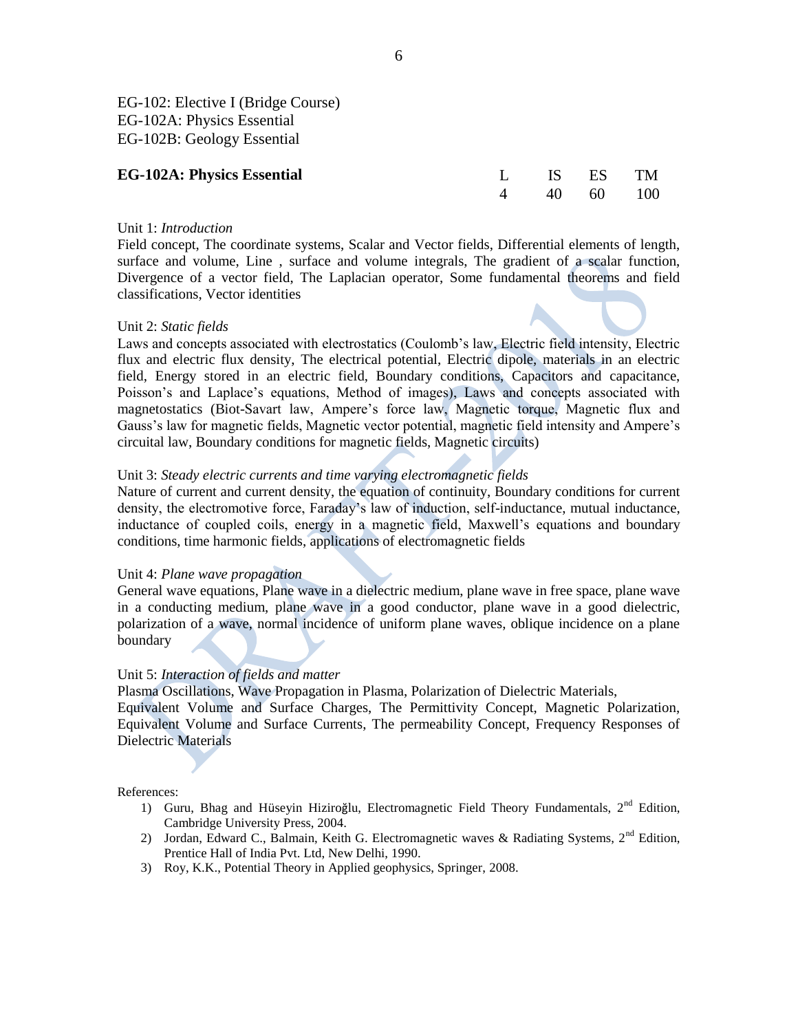EG-102: Elective I (Bridge Course)
EG-102A: Physics Essential
EG-102B: Geology Essential

**EG-102A: Physics Essential**

| L | IS | ES | TM |
|---|---|---|---|
| 4 | 40 | 60 | 100 |

Unit 1: *Introduction*
Field concept, The coordinate systems, Scalar and Vector fields, Differential elements of length, surface and volume, Line , surface and volume integrals, The gradient of a scalar function, Divergence of a vector field, The Laplacian operator, Some fundamental theorems and field classifications, Vector identities

Unit 2: *Static fields*
Laws and concepts associated with electrostatics (Coulomb's law, Electric field intensity, Electric flux and electric flux density, The electrical potential, Electric dipole, materials in an electric field, Energy stored in an electric field, Boundary conditions, Capacitors and capacitance, Poisson's and Laplace's equations, Method of images), Laws and concepts associated with magnetostatics (Biot-Savart law, Ampere's force law, Magnetic torque, Magnetic flux and Gauss's law for magnetic fields, Magnetic vector potential, magnetic field intensity and Ampere's circuital law, Boundary conditions for magnetic fields, Magnetic circuits)

Unit 3: *Steady electric currents and time varying electromagnetic fields*
Nature of current and current density, the equation of continuity, Boundary conditions for current density, the electromotive force, Faraday's law of induction, self-inductance, mutual inductance, inductance of coupled coils, energy in a magnetic field, Maxwell's equations and boundary conditions, time harmonic fields, applications of electromagnetic fields

Unit 4: *Plane wave propagation*
General wave equations, Plane wave in a dielectric medium, plane wave in free space, plane wave in a conducting medium, plane wave in a good conductor, plane wave in a good dielectric, polarization of a wave, normal incidence of uniform plane waves, oblique incidence on a plane boundary

Unit 5: *Interaction of fields and matter*
Plasma Oscillations, Wave Propagation in Plasma, Polarization of Dielectric Materials, Equivalent Volume and Surface Charges, The Permittivity Concept, Magnetic Polarization, Equivalent Volume and Surface Currents, The permeability Concept, Frequency Responses of Dielectric Materials

References:

1) Guru, Bhag and Hüseyin Hiziroğlu, Electromagnetic Field Theory Fundamentals, 2nd Edition, Cambridge University Press, 2004.
2) Jordan, Edward C., Balmain, Keith G. Electromagnetic waves & Radiating Systems, 2nd Edition, Prentice Hall of India Pvt. Ltd, New Delhi, 1990.
3) Roy, K.K., Potential Theory in Applied geophysics, Springer, 2008.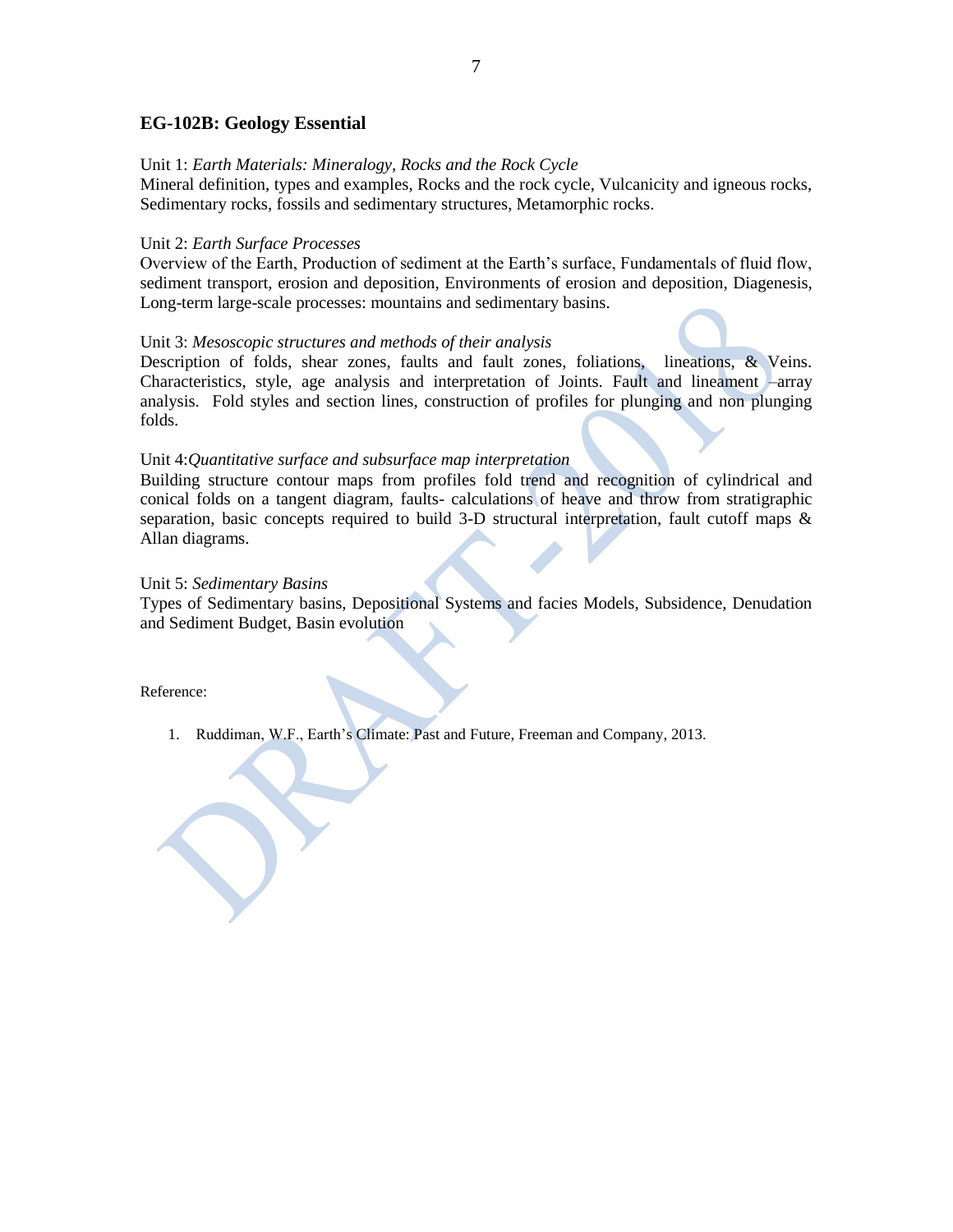## EG-102B: Geology Essential

Unit 1: *Earth Materials: Mineralogy, Rocks and the Rock Cycle*
Mineral definition, types and examples, Rocks and the rock cycle, Vulcanicity and igneous rocks, Sedimentary rocks, fossils and sedimentary structures, Metamorphic rocks.

Unit 2: *Earth Surface Processes*
Overview of the Earth, Production of sediment at the Earth's surface, Fundamentals of fluid flow, sediment transport, erosion and deposition, Environments of erosion and deposition, Diagenesis, Long-term large-scale processes: mountains and sedimentary basins.

Unit 3: *Mesoscopic structures and methods of their analysis*
Description of folds, shear zones, faults and fault zones, foliations, lineations, & Veins. Characteristics, style, age analysis and interpretation of Joints. Fault and lineament –array analysis. Fold styles and section lines, construction of profiles for plunging and non plunging folds.

Unit 4:*Quantitative surface and subsurface map interpretation*
Building structure contour maps from profiles fold trend and recognition of cylindrical and conical folds on a tangent diagram, faults- calculations of heave and throw from stratigraphic separation, basic concepts required to build 3-D structural interpretation, fault cutoff maps & Allan diagrams.

Unit 5: *Sedimentary Basins*
Types of Sedimentary basins, Depositional Systems and facies Models, Subsidence, Denudation and Sediment Budget, Basin evolution

Reference:

1. Ruddiman, W.F., Earth's Climate: Past and Future, Freeman and Company, 2013.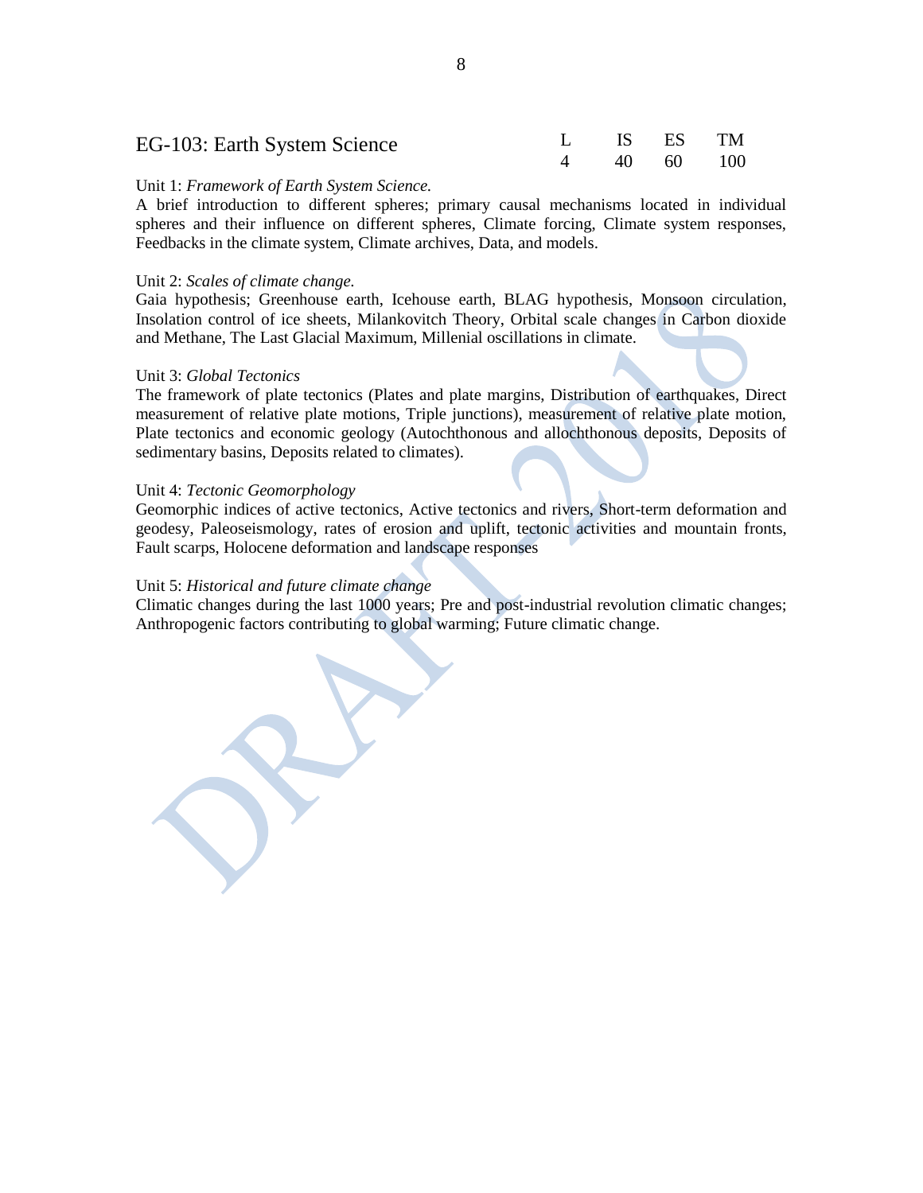## EG-103: Earth System Science

| L | IS | ES | TM |
|---|---|---|---|
| 4 | 40 | 60 | 100 |

Unit 1: *Framework of Earth System Science.*
A brief introduction to different spheres; primary causal mechanisms located in individual spheres and their influence on different spheres, Climate forcing, Climate system responses, Feedbacks in the climate system, Climate archives, Data, and models.

Unit 2: *Scales of climate change.*
Gaia hypothesis; Greenhouse earth, Icehouse earth, BLAG hypothesis, Monsoon circulation, Insolation control of ice sheets, Milankovitch Theory, Orbital scale changes in Carbon dioxide and Methane, The Last Glacial Maximum, Millenial oscillations in climate.

Unit 3: *Global Tectonics*
The framework of plate tectonics (Plates and plate margins, Distribution of earthquakes, Direct measurement of relative plate motions, Triple junctions), measurement of relative plate motion, Plate tectonics and economic geology (Autochthonous and allochthonous deposits, Deposits of sedimentary basins, Deposits related to climates).

Unit 4: *Tectonic Geomorphology*
Geomorphic indices of active tectonics, Active tectonics and rivers, Short-term deformation and geodesy, Paleoseismology, rates of erosion and uplift, tectonic activities and mountain fronts, Fault scarps, Holocene deformation and landscape responses

Unit 5: *Historical and future climate change*
Climatic changes during the last 1000 years; Pre and post-industrial revolution climatic changes; Anthropogenic factors contributing to global warming; Future climatic change.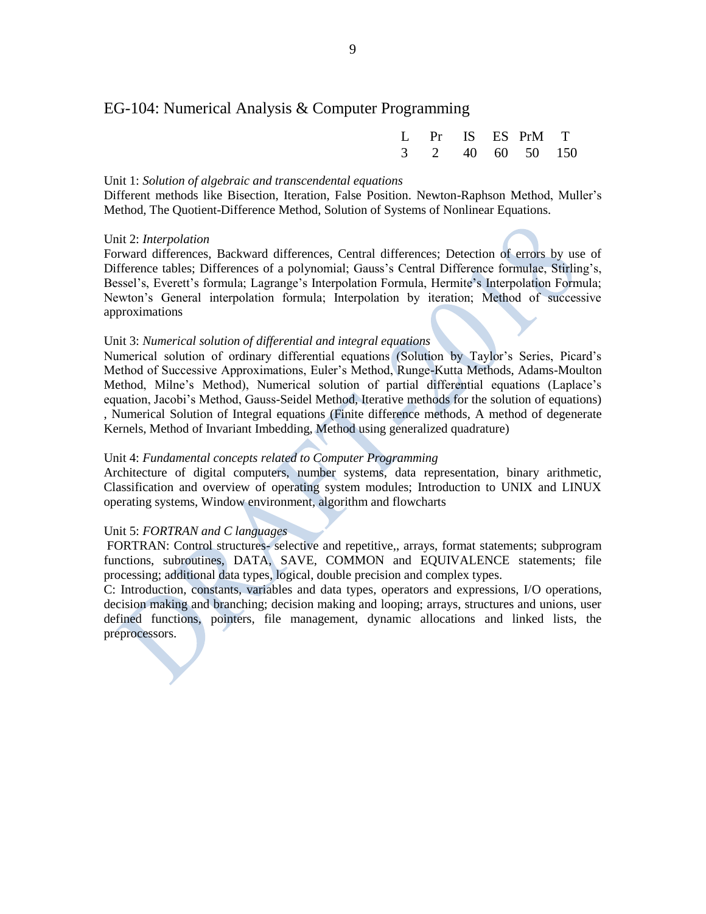## EG-104: Numerical Analysis & Computer Programming

| L | Pr | IS | ES | PrM | T |
|---|---|---|---|---|---|
| 3 | 2 | 40 | 60 | 50 | 150 |

Unit 1: *Solution of algebraic and transcendental equations*
Different methods like Bisection, Iteration, False Position. Newton-Raphson Method, Muller's Method, The Quotient-Difference Method, Solution of Systems of Nonlinear Equations.

Unit 2: *Interpolation*
Forward differences, Backward differences, Central differences; Detection of errors by use of Difference tables; Differences of a polynomial; Gauss's Central Difference formulae, Stirling's, Bessel's, Everett's formula; Lagrange's Interpolation Formula, Hermite's Interpolation Formula; Newton's General interpolation formula; Interpolation by iteration; Method of successive approximations

Unit 3: *Numerical solution of differential and integral equations*
Numerical solution of ordinary differential equations (Solution by Taylor's Series, Picard's Method of Successive Approximations, Euler's Method, Runge-Kutta Methods, Adams-Moulton Method, Milne's Method), Numerical solution of partial differential equations (Laplace's equation, Jacobi's Method, Gauss-Seidel Method, Iterative methods for the solution of equations) , Numerical Solution of Integral equations (Finite difference methods, A method of degenerate Kernels, Method of Invariant Imbedding, Method using generalized quadrature)

Unit 4: *Fundamental concepts related to Computer Programming*
Architecture of digital computers, number systems, data representation, binary arithmetic, Classification and overview of operating system modules; Introduction to UNIX and LINUX operating systems, Window environment, algorithm and flowcharts

Unit 5: *FORTRAN and C languages*
FORTRAN: Control structures- selective and repetitive,, arrays, format statements; subprogram functions, subroutines, DATA, SAVE, COMMON and EQUIVALENCE statements; file processing; additional data types, logical, double precision and complex types.
C: Introduction, constants, variables and data types, operators and expressions, I/O operations, decision making and branching; decision making and looping; arrays, structures and unions, user defined functions, pointers, file management, dynamic allocations and linked lists, the preprocessors.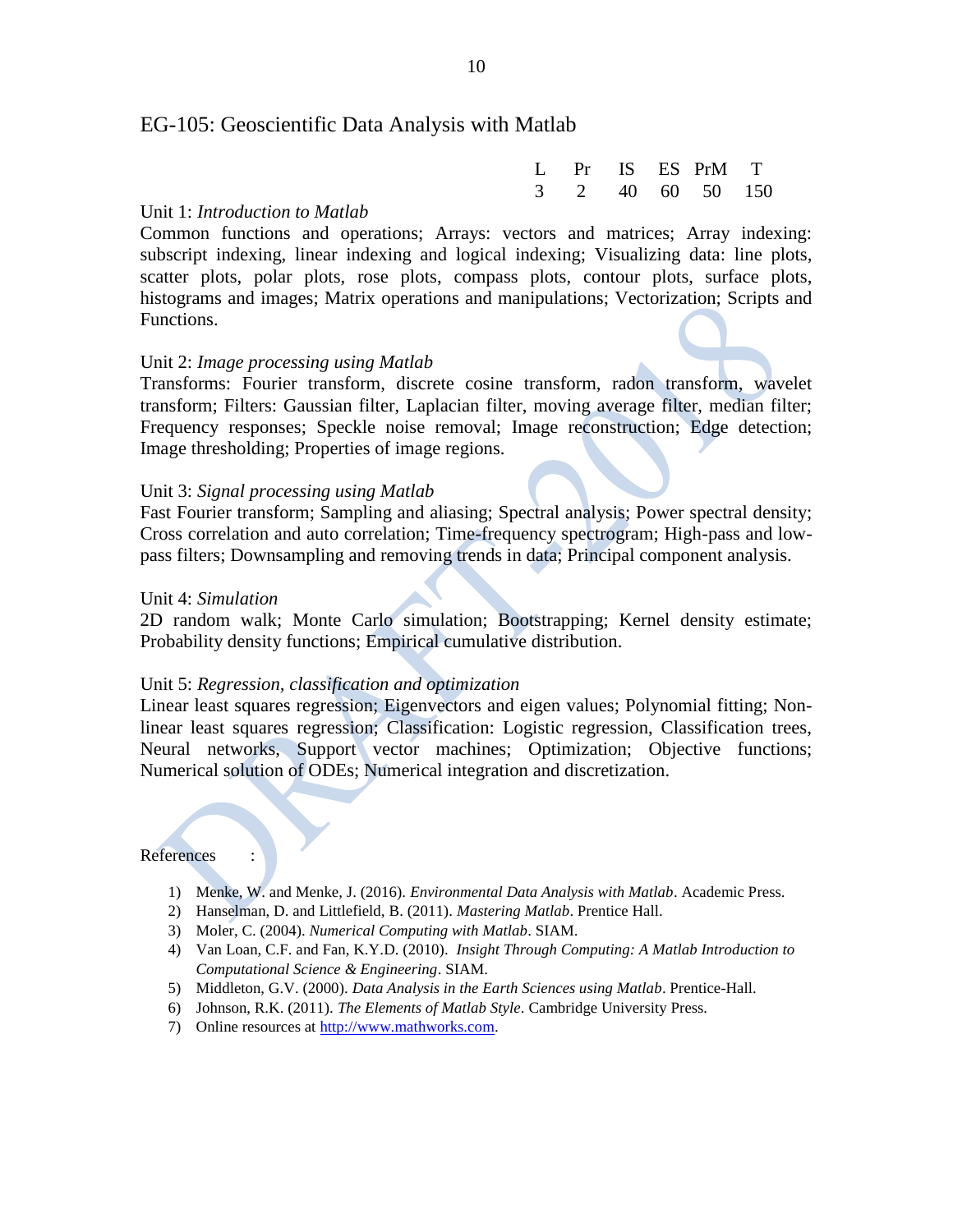## EG-105: Geoscientific Data Analysis with Matlab

| L | Pr | IS | ES | PrM | T |
|---|---|---|---|---|---|
| 3 | 2 | 40 | 60 | 50 | 150 |

Unit 1: *Introduction to Matlab*
Common functions and operations; Arrays: vectors and matrices; Array indexing: subscript indexing, linear indexing and logical indexing; Visualizing data: line plots, scatter plots, polar plots, rose plots, compass plots, contour plots, surface plots, histograms and images; Matrix operations and manipulations; Vectorization; Scripts and Functions.

Unit 2: *Image processing using Matlab*
Transforms: Fourier transform, discrete cosine transform, radon transform, wavelet transform; Filters: Gaussian filter, Laplacian filter, moving average filter, median filter; Frequency responses; Speckle noise removal; Image reconstruction; Edge detection; Image thresholding; Properties of image regions.

Unit 3: *Signal processing using Matlab*
Fast Fourier transform; Sampling and aliasing; Spectral analysis; Power spectral density; Cross correlation and auto correlation; Time-frequency spectrogram; High-pass and low-pass filters; Downsampling and removing trends in data; Principal component analysis.

Unit 4: *Simulation*
2D random walk; Monte Carlo simulation; Bootstrapping; Kernel density estimate; Probability density functions; Empirical cumulative distribution.

Unit 5: *Regression, classification and optimization*
Linear least squares regression; Eigenvectors and eigen values; Polynomial fitting; Non-linear least squares regression; Classification: Logistic regression, Classification trees, Neural networks, Support vector machines; Optimization; Objective functions; Numerical solution of ODEs; Numerical integration and discretization.

References :

1) Menke, W. and Menke, J. (2016). *Environmental Data Analysis with Matlab*. Academic Press.
2) Hanselman, D. and Littlefield, B. (2011). *Mastering Matlab*. Prentice Hall.
3) Moler, C. (2004). *Numerical Computing with Matlab*. SIAM.
4) Van Loan, C.F. and Fan, K.Y.D. (2010). *Insight Through Computing: A Matlab Introduction to Computational Science & Engineering*. SIAM.
5) Middleton, G.V. (2000). *Data Analysis in the Earth Sciences using Matlab*. Prentice-Hall.
6) Johnson, R.K. (2011). *The Elements of Matlab Style*. Cambridge University Press.
7) Online resources at http://www.mathworks.com.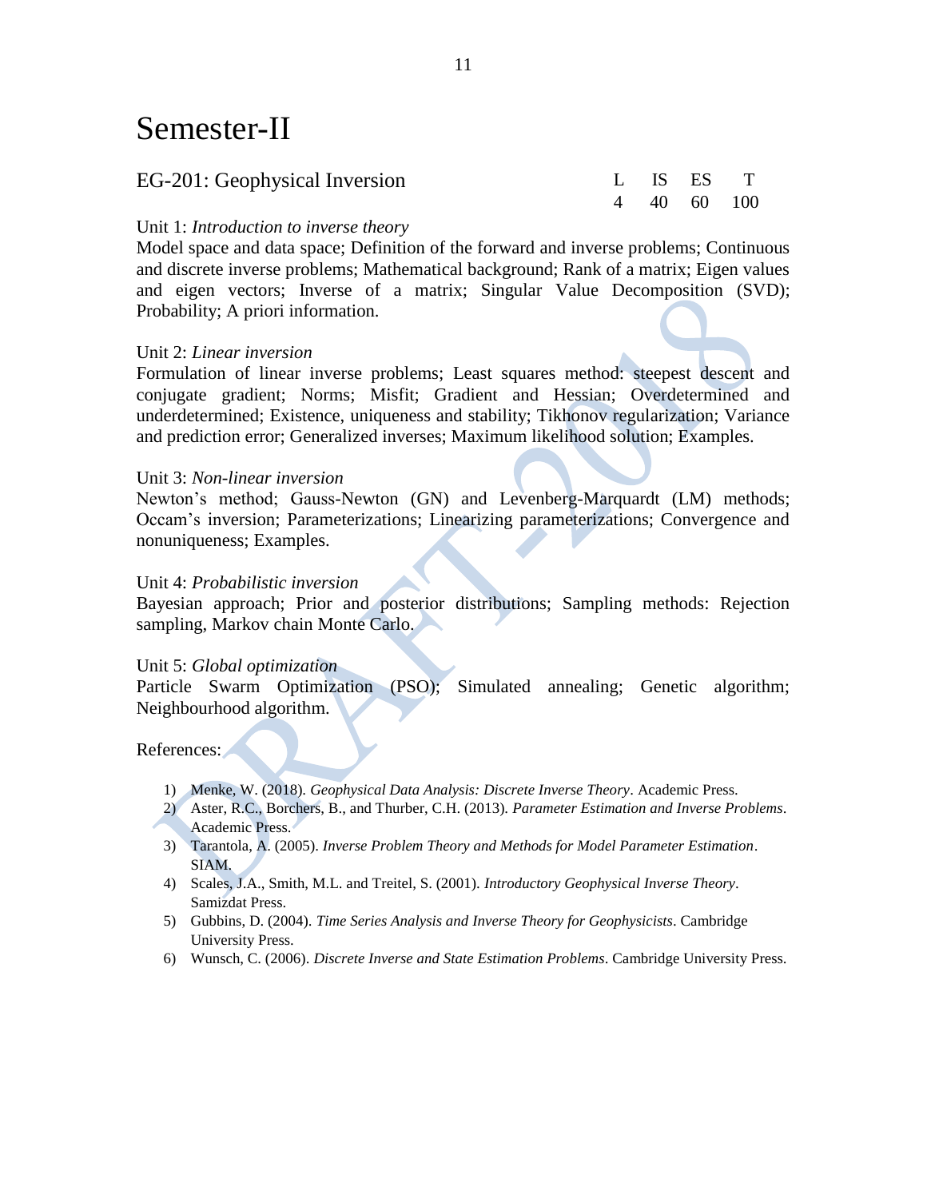# Semester-II

## EG-201: Geophysical Inversion

| L | IS | ES | T |
|---|---|---|---|
| 4 | 40 | 60 | 100 |

Unit 1: *Introduction to inverse theory*
Model space and data space; Definition of the forward and inverse problems; Continuous and discrete inverse problems; Mathematical background; Rank of a matrix; Eigen values and eigen vectors; Inverse of a matrix; Singular Value Decomposition (SVD); Probability; A priori information.

Unit 2: *Linear inversion*
Formulation of linear inverse problems; Least squares method: steepest descent and conjugate gradient; Norms; Misfit; Gradient and Hessian; Overdetermined and underdetermined; Existence, uniqueness and stability; Tikhonov regularization; Variance and prediction error; Generalized inverses; Maximum likelihood solution; Examples.

Unit 3: *Non-linear inversion*
Newton's method; Gauss-Newton (GN) and Levenberg-Marquardt (LM) methods; Occam's inversion; Parameterizations; Linearizing parameterizations; Convergence and nonuniqueness; Examples.

Unit 4: *Probabilistic inversion*
Bayesian approach; Prior and posterior distributions; Sampling methods: Rejection sampling, Markov chain Monte Carlo.

Unit 5: *Global optimization*
Particle Swarm Optimization (PSO); Simulated annealing; Genetic algorithm; Neighbourhood algorithm.

References:

1) Menke, W. (2018). *Geophysical Data Analysis: Discrete Inverse Theory*. Academic Press.
2) Aster, R.C., Borchers, B., and Thurber, C.H. (2013). *Parameter Estimation and Inverse Problems*. Academic Press.
3) Tarantola, A. (2005). *Inverse Problem Theory and Methods for Model Parameter Estimation*. SIAM.
4) Scales, J.A., Smith, M.L. and Treitel, S. (2001). *Introductory Geophysical Inverse Theory*. Samizdat Press.
5) Gubbins, D. (2004). *Time Series Analysis and Inverse Theory for Geophysicists*. Cambridge University Press.
6) Wunsch, C. (2006). *Discrete Inverse and State Estimation Problems*. Cambridge University Press.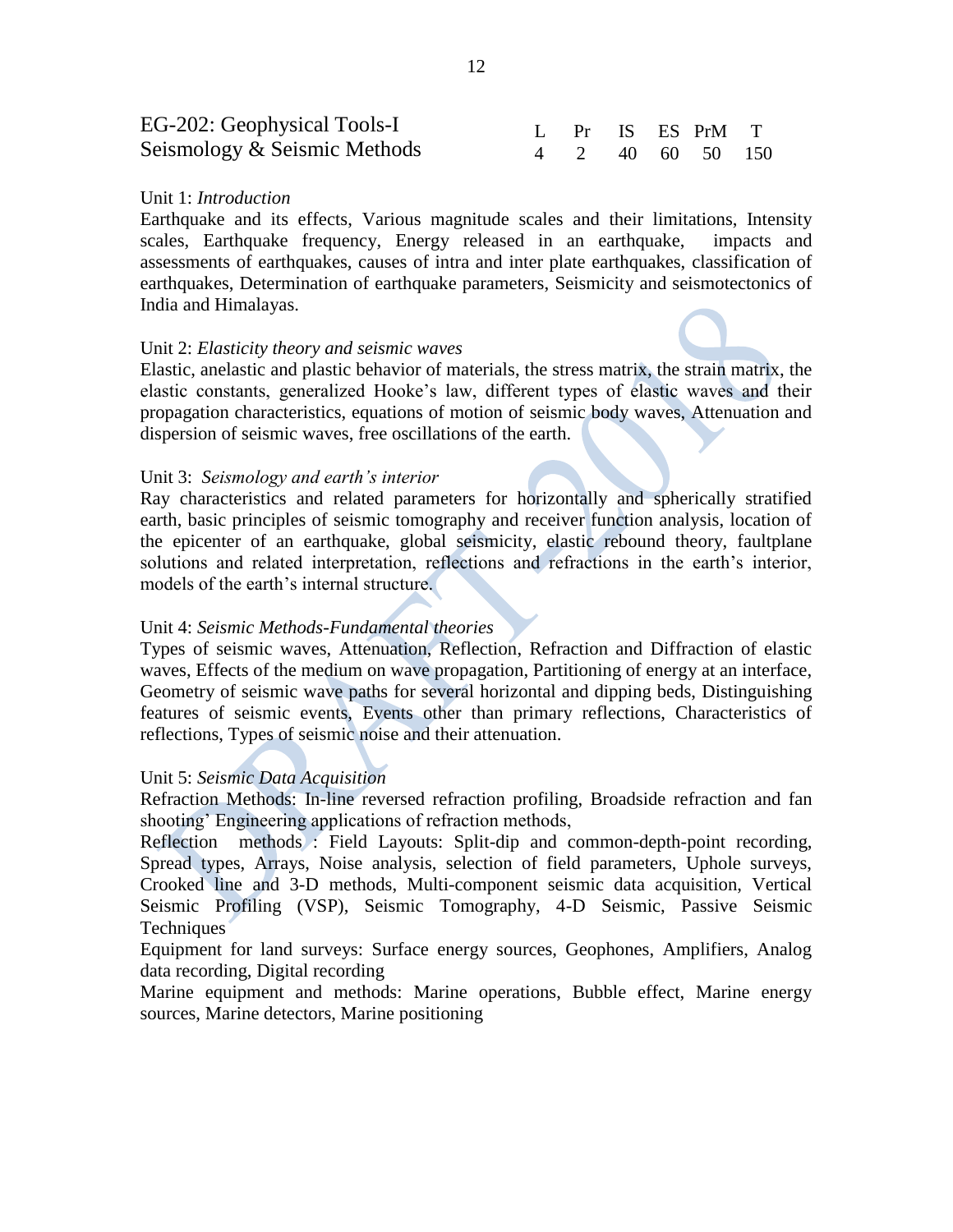## EG-202: Geophysical Tools-I Seismology & Seismic Methods

| L | Pr | IS | ES | PrM | T |
|---|---|---|---|---|---|
| 4 | 2 | 40 | 60 | 50 | 150 |

Unit 1: *Introduction*

Earthquake and its effects, Various magnitude scales and their limitations, Intensity scales, Earthquake frequency, Energy released in an earthquake, impacts and assessments of earthquakes, causes of intra and inter plate earthquakes, classification of earthquakes, Determination of earthquake parameters, Seismicity and seismotectonics of India and Himalayas.

Unit 2: *Elasticity theory and seismic waves*

Elastic, anelastic and plastic behavior of materials, the stress matrix, the strain matrix, the elastic constants, generalized Hooke's law, different types of elastic waves and their propagation characteristics, equations of motion of seismic body waves, Attenuation and dispersion of seismic waves, free oscillations of the earth.

Unit 3: *Seismology and earth's interior*

Ray characteristics and related parameters for horizontally and spherically stratified earth, basic principles of seismic tomography and receiver function analysis, location of the epicenter of an earthquake, global seismicity, elastic rebound theory, faultplane solutions and related interpretation, reflections and refractions in the earth's interior, models of the earth's internal structure.

Unit 4: *Seismic Methods-Fundamental theories*

Types of seismic waves, Attenuation, Reflection, Refraction and Diffraction of elastic waves, Effects of the medium on wave propagation, Partitioning of energy at an interface, Geometry of seismic wave paths for several horizontal and dipping beds, Distinguishing features of seismic events, Events other than primary reflections, Characteristics of reflections, Types of seismic noise and their attenuation.

Unit 5: *Seismic Data Acquisition*

Refraction Methods: In-line reversed refraction profiling, Broadside refraction and fan shooting' Engineering applications of refraction methods,

Reflection methods : Field Layouts: Split-dip and common-depth-point recording, Spread types, Arrays, Noise analysis, selection of field parameters, Uphole surveys, Crooked line and 3-D methods, Multi-component seismic data acquisition, Vertical Seismic Profiling (VSP), Seismic Tomography, 4-D Seismic, Passive Seismic Techniques

Equipment for land surveys: Surface energy sources, Geophones, Amplifiers, Analog data recording, Digital recording

Marine equipment and methods: Marine operations, Bubble effect, Marine energy sources, Marine detectors, Marine positioning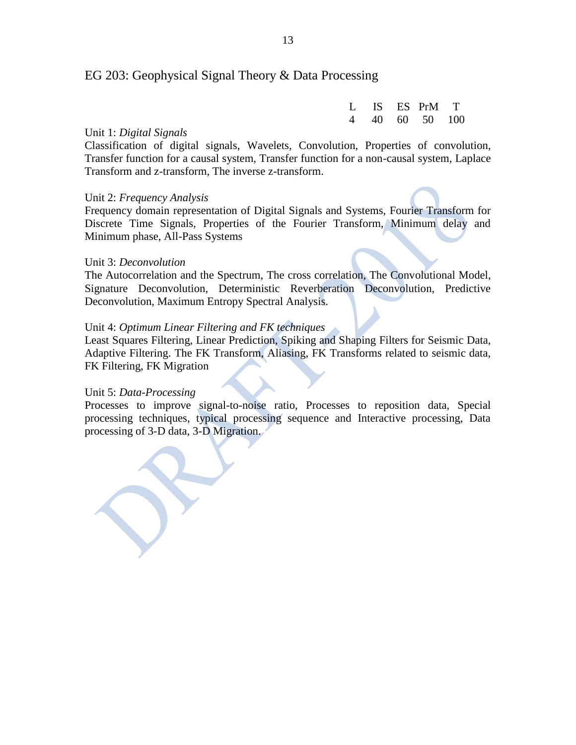## EG 203: Geophysical Signal Theory & Data Processing

| L | IS | ES | PrM | T |
|---|---|---|---|---|
| 4 | 40 | 60 | 50 | 100 |

Unit 1: *Digital Signals*
Classification of digital signals, Wavelets, Convolution, Properties of convolution, Transfer function for a causal system, Transfer function for a non-causal system, Laplace Transform and z-transform, The inverse z-transform.

Unit 2: *Frequency Analysis*
Frequency domain representation of Digital Signals and Systems, Fourier Transform for Discrete Time Signals, Properties of the Fourier Transform, Minimum delay and Minimum phase, All-Pass Systems

Unit 3: *Deconvolution*
The Autocorrelation and the Spectrum, The cross correlation, The Convolutional Model, Signature Deconvolution, Deterministic Reverberation Deconvolution, Predictive Deconvolution, Maximum Entropy Spectral Analysis.

Unit 4: *Optimum Linear Filtering and FK techniques*
Least Squares Filtering, Linear Prediction, Spiking and Shaping Filters for Seismic Data, Adaptive Filtering. The FK Transform, Aliasing, FK Transforms related to seismic data, FK Filtering, FK Migration

Unit 5: *Data-Processing*
Processes to improve signal-to-noise ratio, Processes to reposition data, Special processing techniques, typical processing sequence and Interactive processing, Data processing of 3-D data, 3-D Migration.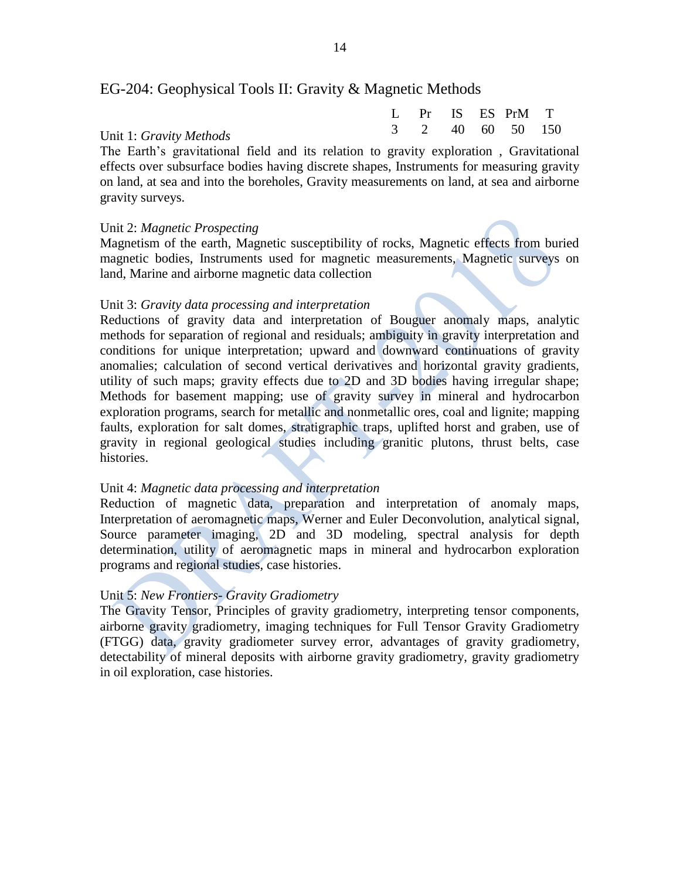## EG-204: Geophysical Tools II: Gravity & Magnetic Methods

| L | Pr | IS | ES | PrM | T |
|---|---|---|---|---|---|
| 3 | 2 | 40 | 60 | 50 | 150 |

Unit 1: *Gravity Methods*

The Earth's gravitational field and its relation to gravity exploration , Gravitational effects over subsurface bodies having discrete shapes, Instruments for measuring gravity on land, at sea and into the boreholes, Gravity measurements on land, at sea and airborne gravity surveys.

Unit 2: *Magnetic Prospecting*

Magnetism of the earth, Magnetic susceptibility of rocks, Magnetic effects from buried magnetic bodies, Instruments used for magnetic measurements, Magnetic surveys on land, Marine and airborne magnetic data collection

Unit 3: *Gravity data processing and interpretation*

Reductions of gravity data and interpretation of Bouguer anomaly maps, analytic methods for separation of regional and residuals; ambiguity in gravity interpretation and conditions for unique interpretation; upward and downward continuations of gravity anomalies; calculation of second vertical derivatives and horizontal gravity gradients, utility of such maps; gravity effects due to 2D and 3D bodies having irregular shape; Methods for basement mapping; use of gravity survey in mineral and hydrocarbon exploration programs, search for metallic and nonmetallic ores, coal and lignite; mapping faults, exploration for salt domes, stratigraphic traps, uplifted horst and graben, use of gravity in regional geological studies including granitic plutons, thrust belts, case histories.

Unit 4: *Magnetic data processing and interpretation*

Reduction of magnetic data, preparation and interpretation of anomaly maps, Interpretation of aeromagnetic maps, Werner and Euler Deconvolution, analytical signal, Source parameter imaging, 2D and 3D modeling, spectral analysis for depth determination, utility of aeromagnetic maps in mineral and hydrocarbon exploration programs and regional studies, case histories.

Unit 5: *New Frontiers- Gravity Gradiometry*

The Gravity Tensor, Principles of gravity gradiometry, interpreting tensor components, airborne gravity gradiometry, imaging techniques for Full Tensor Gravity Gradiometry (FTGG) data, gravity gradiometer survey error, advantages of gravity gradiometry, detectability of mineral deposits with airborne gravity gradiometry, gravity gradiometry in oil exploration, case histories.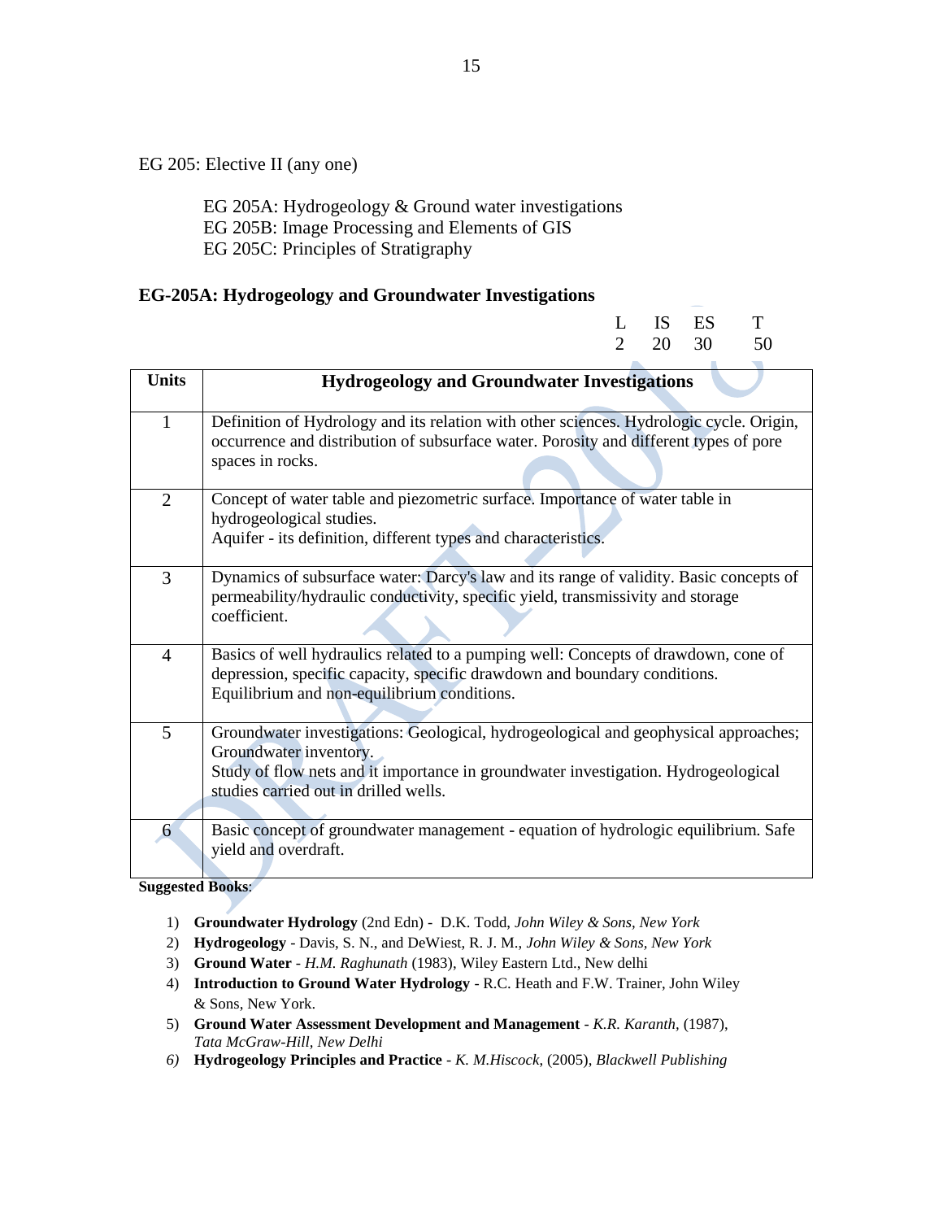EG 205: Elective II (any one)

EG 205A: Hydrogeology & Ground water investigations
EG 205B: Image Processing and Elements of GIS
EG 205C: Principles of Stratigraphy

## EG-205A: Hydrogeology and Groundwater Investigations

| L | IS | ES | T |
|---|---|---|---|
| 2 | 20 | 30 | 50 |

| Units | Hydrogeology and Groundwater Investigations |
|---|---|
| 1 | Definition of Hydrology and its relation with other sciences. Hydrologic cycle. Origin, occurrence and distribution of subsurface water. Porosity and different types of pore spaces in rocks. |
| 2 | Concept of water table and piezometric surface. Importance of water table in hydrogeological studies.<br>Aquifer - its definition, different types and characteristics. |
| 3 | Dynamics of subsurface water: Darcy's law and its range of validity. Basic concepts of permeability/hydraulic conductivity, specific yield, transmissivity and storage coefficient. |
| 4 | Basics of well hydraulics related to a pumping well: Concepts of drawdown, cone of depression, specific capacity, specific drawdown and boundary conditions. Equilibrium and non-equilibrium conditions. |
| 5 | Groundwater investigations: Geological, hydrogeological and geophysical approaches; Groundwater inventory.<br>Study of flow nets and it importance in groundwater investigation. Hydrogeological studies carried out in drilled wells. |
| 6 | Basic concept of groundwater management - equation of hydrologic equilibrium. Safe yield and overdraft. |

**Suggested Books**:

1) **Groundwater Hydrology** (2nd Edn) - D.K. Todd, *John Wiley & Sons, New York*
2) **Hydrogeology** - Davis, S. N., and DeWiest, R. J. M., *John Wiley & Sons, New York*
3) **Ground Water** - *H.M. Raghunath* (1983), Wiley Eastern Ltd., New delhi
4) **Introduction to Ground Water Hydrology** - R.C. Heath and F.W. Trainer, John Wiley & Sons, New York.
5) **Ground Water Assessment Development and Management** - *K.R. Karanth*, (1987), *Tata McGraw-Hill, New Delhi*
6) **Hydrogeology Principles and Practice** - *K. M.Hiscock*, (2005), *Blackwell Publishing*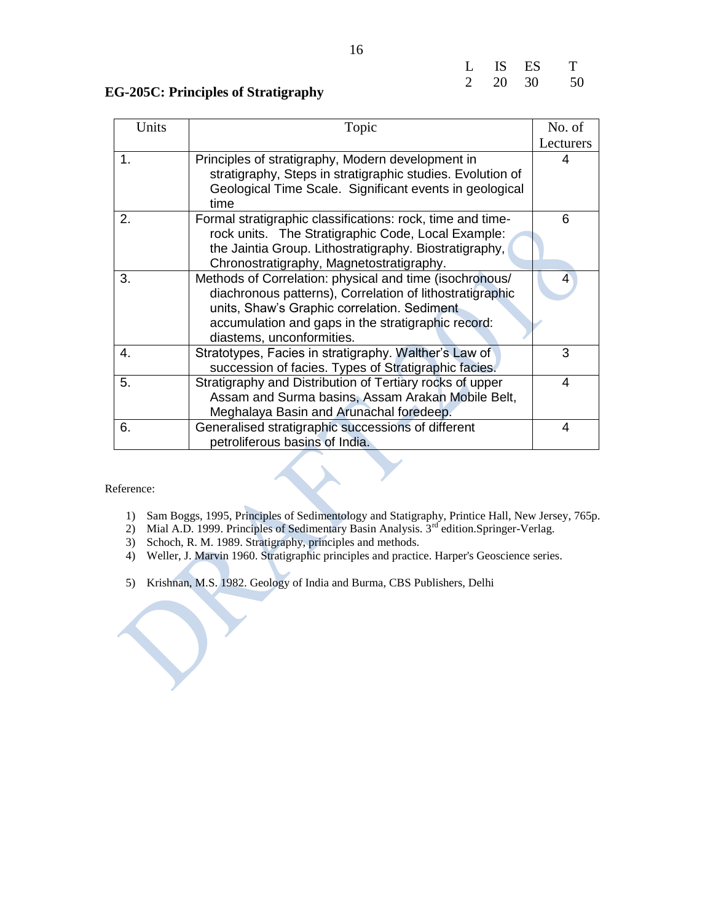| L | IS | ES | T |
|---|---|---|---|
| 2 | 20 | 30 | 50 |

## EG-205C: Principles of Stratigraphy

| Units | Topic | No. of Lecturers |
|---|---|---|
| 1. | Principles of stratigraphy, Modern development in stratigraphy, Steps in stratigraphic studies. Evolution of Geological Time Scale. Significant events in geological time | 4 |
| 2. | Formal stratigraphic classifications: rock, time and time-rock units. The Stratigraphic Code, Local Example: the Jaintia Group. Lithostratigraphy. Biostratigraphy, Chronostratigraphy, Magnetostratigraphy. | 6 |
| 3. | Methods of Correlation: physical and time (isochronous/ diachronous patterns), Correlation of lithostratigraphic units, Shaw's Graphic correlation. Sediment accumulation and gaps in the stratigraphic record: diastems, unconformities. | 4 |
| 4. | Stratotypes, Facies in stratigraphy. Walther's Law of succession of facies. Types of Stratigraphic facies. | 3 |
| 5. | Stratigraphy and Distribution of Tertiary rocks of upper Assam and Surma basins, Assam Arakan Mobile Belt, Meghalaya Basin and Arunachal foredeep. | 4 |
| 6. | Generalised stratigraphic successions of different petroliferous basins of India. | 4 |

Reference:

1) Sam Boggs, 1995, Principles of Sedimentology and Statigraphy, Printice Hall, New Jersey, 765p.
2) Mial A.D. 1999. Principles of Sedimentary Basin Analysis. 3rd edition.Springer-Verlag.
3) Schoch, R. M. 1989. Stratigraphy, principles and methods.
4) Weller, J. Marvin 1960. Stratigraphic principles and practice. Harper's Geoscience series.
5) Krishnan, M.S. 1982. Geology of India and Burma, CBS Publishers, Delhi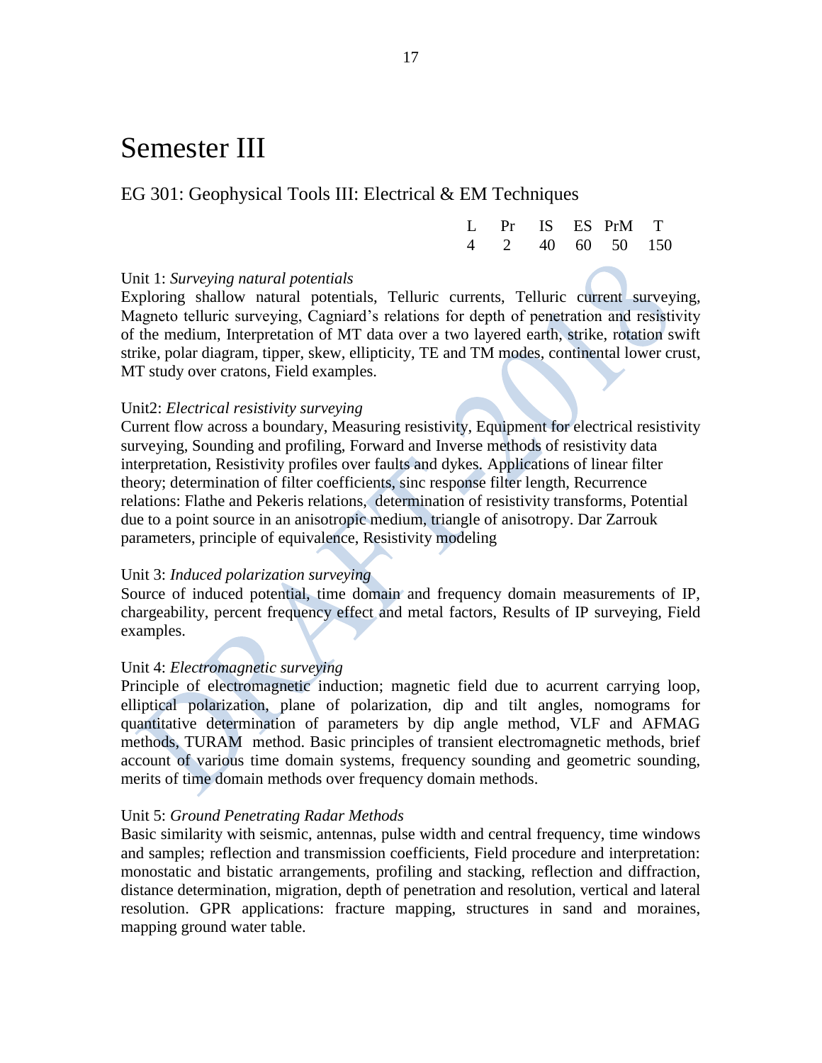# Semester III

## EG 301: Geophysical Tools III: Electrical & EM Techniques

| L | Pr | IS | ES | PrM | T |
|---|---|---|---|---|---|
| 4 | 2 | 40 | 60 | 50 | 150 |

Unit 1: *Surveying natural potentials*
Exploring shallow natural potentials, Telluric currents, Telluric current surveying, Magneto telluric surveying, Cagniard's relations for depth of penetration and resistivity of the medium, Interpretation of MT data over a two layered earth, strike, rotation swift strike, polar diagram, tipper, skew, ellipticity, TE and TM modes, continental lower crust, MT study over cratons, Field examples.

Unit2: *Electrical resistivity surveying*
Current flow across a boundary, Measuring resistivity, Equipment for electrical resistivity surveying, Sounding and profiling, Forward and Inverse methods of resistivity data interpretation, Resistivity profiles over faults and dykes. Applications of linear filter theory; determination of filter coefficients, sinc response filter length, Recurrence relations: Flathe and Pekeris relations, determination of resistivity transforms, Potential due to a point source in an anisotropic medium, triangle of anisotropy. Dar Zarrouk parameters, principle of equivalence, Resistivity modeling

Unit 3: *Induced polarization surveying*
Source of induced potential, time domain and frequency domain measurements of IP, chargeability, percent frequency effect and metal factors, Results of IP surveying, Field examples.

Unit 4: *Electromagnetic surveying*
Principle of electromagnetic induction; magnetic field due to acurrent carrying loop, elliptical polarization, plane of polarization, dip and tilt angles, nomograms for quantitative determination of parameters by dip angle method, VLF and AFMAG methods, TURAM method. Basic principles of transient electromagnetic methods, brief account of various time domain systems, frequency sounding and geometric sounding, merits of time domain methods over frequency domain methods.

Unit 5: *Ground Penetrating Radar Methods*
Basic similarity with seismic, antennas, pulse width and central frequency, time windows and samples; reflection and transmission coefficients, Field procedure and interpretation: monostatic and bistatic arrangements, profiling and stacking, reflection and diffraction, distance determination, migration, depth of penetration and resolution, vertical and lateral resolution. GPR applications: fracture mapping, structures in sand and moraines, mapping ground water table.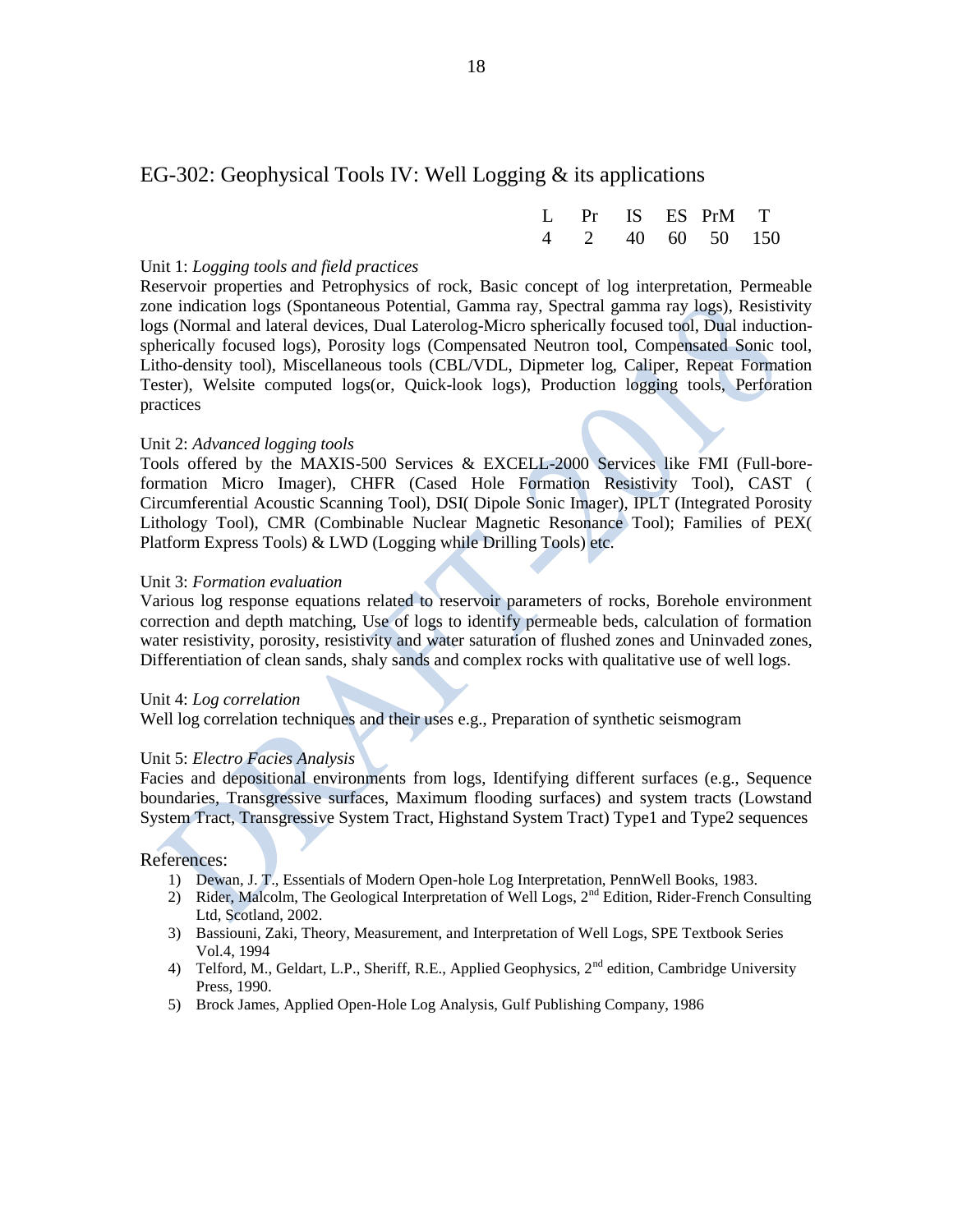## EG-302: Geophysical Tools IV: Well Logging & its applications

| L | Pr | IS | ES | PrM | T |
|---|---|---|---|---|---|
| 4 | 2 | 40 | 60 | 50 | 150 |

Unit 1: *Logging tools and field practices*

Reservoir properties and Petrophysics of rock, Basic concept of log interpretation, Permeable zone indication logs (Spontaneous Potential, Gamma ray, Spectral gamma ray logs), Resistivity logs (Normal and lateral devices, Dual Laterolog-Micro spherically focused tool, Dual induction-spherically focused logs), Porosity logs (Compensated Neutron tool, Compensated Sonic tool, Litho-density tool), Miscellaneous tools (CBL/VDL, Dipmeter log, Caliper, Repeat Formation Tester), Welsite computed logs(or, Quick-look logs), Production logging tools, Perforation practices

Unit 2: *Advanced logging tools*

Tools offered by the MAXIS-500 Services & EXCELL-2000 Services like FMI (Full-bore-formation Micro Imager), CHFR (Cased Hole Formation Resistivity Tool), CAST ( Circumferential Acoustic Scanning Tool), DSI( Dipole Sonic Imager), IPLT (Integrated Porosity Lithology Tool), CMR (Combinable Nuclear Magnetic Resonance Tool); Families of PEX( Platform Express Tools) & LWD (Logging while Drilling Tools) etc.

Unit 3: *Formation evaluation*

Various log response equations related to reservoir parameters of rocks, Borehole environment correction and depth matching, Use of logs to identify permeable beds, calculation of formation water resistivity, porosity, resistivity and water saturation of flushed zones and Uninvaded zones, Differentiation of clean sands, shaly sands and complex rocks with qualitative use of well logs.

Unit 4: *Log correlation*

Well log correlation techniques and their uses e.g., Preparation of synthetic seismogram

Unit 5: *Electro Facies Analysis*

Facies and depositional environments from logs, Identifying different surfaces (e.g., Sequence boundaries, Transgressive surfaces, Maximum flooding surfaces) and system tracts (Lowstand System Tract, Transgressive System Tract, Highstand System Tract) Type1 and Type2 sequences

References:

1) Dewan, J. T., Essentials of Modern Open-hole Log Interpretation, PennWell Books, 1983.
2) Rider, Malcolm, The Geological Interpretation of Well Logs, 2nd Edition, Rider-French Consulting Ltd, Scotland, 2002.
3) Bassiouni, Zaki, Theory, Measurement, and Interpretation of Well Logs, SPE Textbook Series Vol.4, 1994
4) Telford, M., Geldart, L.P., Sheriff, R.E., Applied Geophysics, 2nd edition, Cambridge University Press, 1990.
5) Brock James, Applied Open-Hole Log Analysis, Gulf Publishing Company, 1986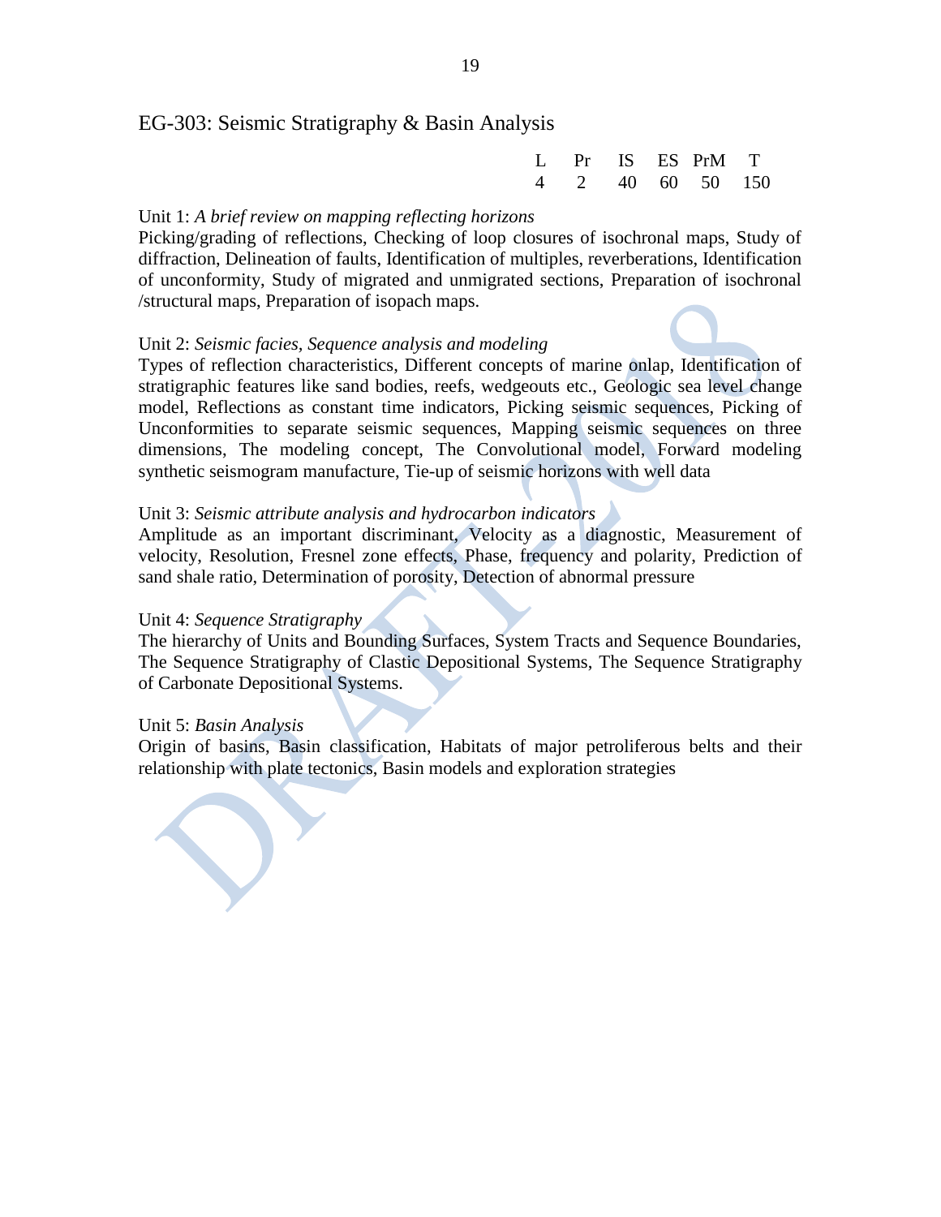## EG-303: Seismic Stratigraphy & Basin Analysis

| L | Pr | IS | ES | PrM | T |
|---|---|---|---|---|---|
| 4 | 2 | 40 | 60 | 50 | 150 |

Unit 1: *A brief review on mapping reflecting horizons*
Picking/grading of reflections, Checking of loop closures of isochronal maps, Study of diffraction, Delineation of faults, Identification of multiples, reverberations, Identification of unconformity, Study of migrated and unmigrated sections, Preparation of isochronal /structural maps, Preparation of isopach maps.

Unit 2: *Seismic facies, Sequence analysis and modeling*
Types of reflection characteristics, Different concepts of marine onlap, Identification of stratigraphic features like sand bodies, reefs, wedgeouts etc., Geologic sea level change model, Reflections as constant time indicators, Picking seismic sequences, Picking of Unconformities to separate seismic sequences, Mapping seismic sequences on three dimensions, The modeling concept, The Convolutional model, Forward modeling synthetic seismogram manufacture, Tie-up of seismic horizons with well data

Unit 3: *Seismic attribute analysis and hydrocarbon indicators*
Amplitude as an important discriminant, Velocity as a diagnostic, Measurement of velocity, Resolution, Fresnel zone effects, Phase, frequency and polarity, Prediction of sand shale ratio, Determination of porosity, Detection of abnormal pressure

Unit 4: *Sequence Stratigraphy*
The hierarchy of Units and Bounding Surfaces, System Tracts and Sequence Boundaries, The Sequence Stratigraphy of Clastic Depositional Systems, The Sequence Stratigraphy of Carbonate Depositional Systems.

Unit 5: *Basin Analysis*
Origin of basins, Basin classification, Habitats of major petroliferous belts and their relationship with plate tectonics, Basin models and exploration strategies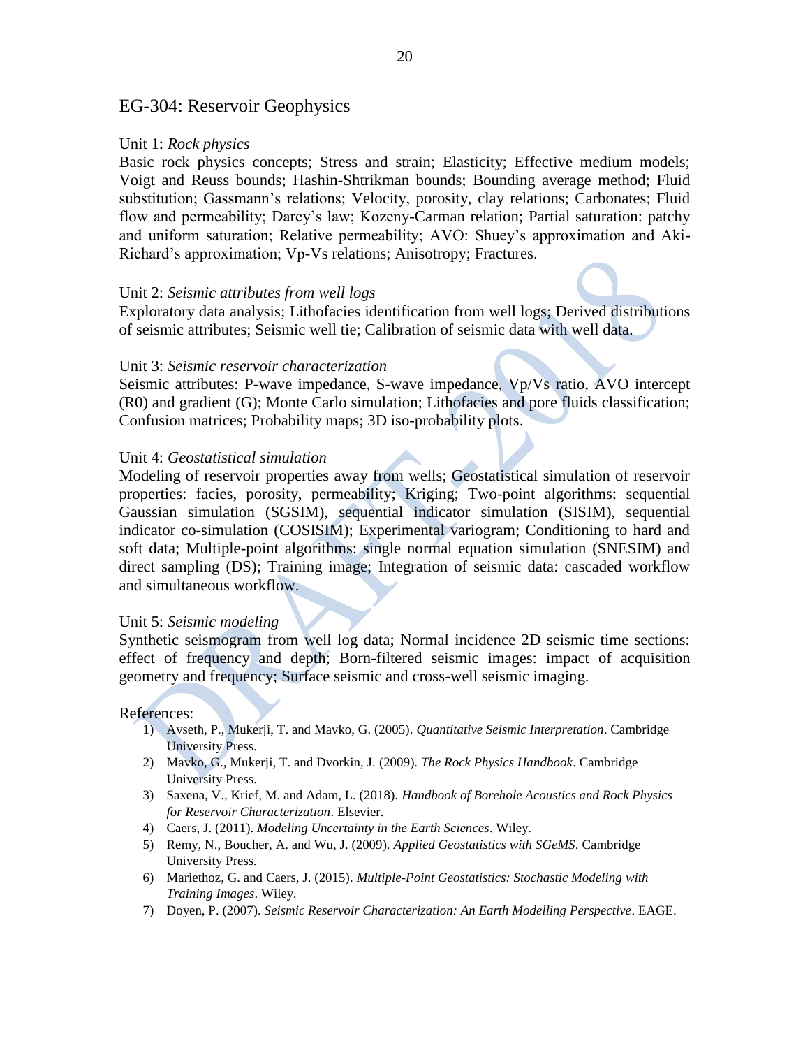## EG-304: Reservoir Geophysics

Unit 1: *Rock physics*

Basic rock physics concepts; Stress and strain; Elasticity; Effective medium models; Voigt and Reuss bounds; Hashin-Shtrikman bounds; Bounding average method; Fluid substitution; Gassmann's relations; Velocity, porosity, clay relations; Carbonates; Fluid flow and permeability; Darcy's law; Kozeny-Carman relation; Partial saturation: patchy and uniform saturation; Relative permeability; AVO: Shuey's approximation and Aki-Richard's approximation; Vp-Vs relations; Anisotropy; Fractures.

Unit 2: *Seismic attributes from well logs*

Exploratory data analysis; Lithofacies identification from well logs; Derived distributions of seismic attributes; Seismic well tie; Calibration of seismic data with well data.

Unit 3: *Seismic reservoir characterization*

Seismic attributes: P-wave impedance, S-wave impedance, Vp/Vs ratio, AVO intercept (R0) and gradient (G); Monte Carlo simulation; Lithofacies and pore fluids classification; Confusion matrices; Probability maps; 3D iso-probability plots.

Unit 4: *Geostatistical simulation*

Modeling of reservoir properties away from wells; Geostatistical simulation of reservoir properties: facies, porosity, permeability; Kriging; Two-point algorithms: sequential Gaussian simulation (SGSIM), sequential indicator simulation (SISIM), sequential indicator co-simulation (COSISIM); Experimental variogram; Conditioning to hard and soft data; Multiple-point algorithms: single normal equation simulation (SNESIM) and direct sampling (DS); Training image; Integration of seismic data: cascaded workflow and simultaneous workflow.

Unit 5: *Seismic modeling*

Synthetic seismogram from well log data; Normal incidence 2D seismic time sections: effect of frequency and depth; Born-filtered seismic images: impact of acquisition geometry and frequency; Surface seismic and cross-well seismic imaging.

References:

1) Avseth, P., Mukerji, T. and Mavko, G. (2005). *Quantitative Seismic Interpretation*. Cambridge University Press.
2) Mavko, G., Mukerji, T. and Dvorkin, J. (2009). *The Rock Physics Handbook*. Cambridge University Press.
3) Saxena, V., Krief, M. and Adam, L. (2018). *Handbook of Borehole Acoustics and Rock Physics for Reservoir Characterization*. Elsevier.
4) Caers, J. (2011). *Modeling Uncertainty in the Earth Sciences*. Wiley.
5) Remy, N., Boucher, A. and Wu, J. (2009). *Applied Geostatistics with SGeMS*. Cambridge University Press.
6) Mariethoz, G. and Caers, J. (2015). *Multiple-Point Geostatistics: Stochastic Modeling with Training Images*. Wiley.
7) Doyen, P. (2007). *Seismic Reservoir Characterization: An Earth Modelling Perspective*. EAGE.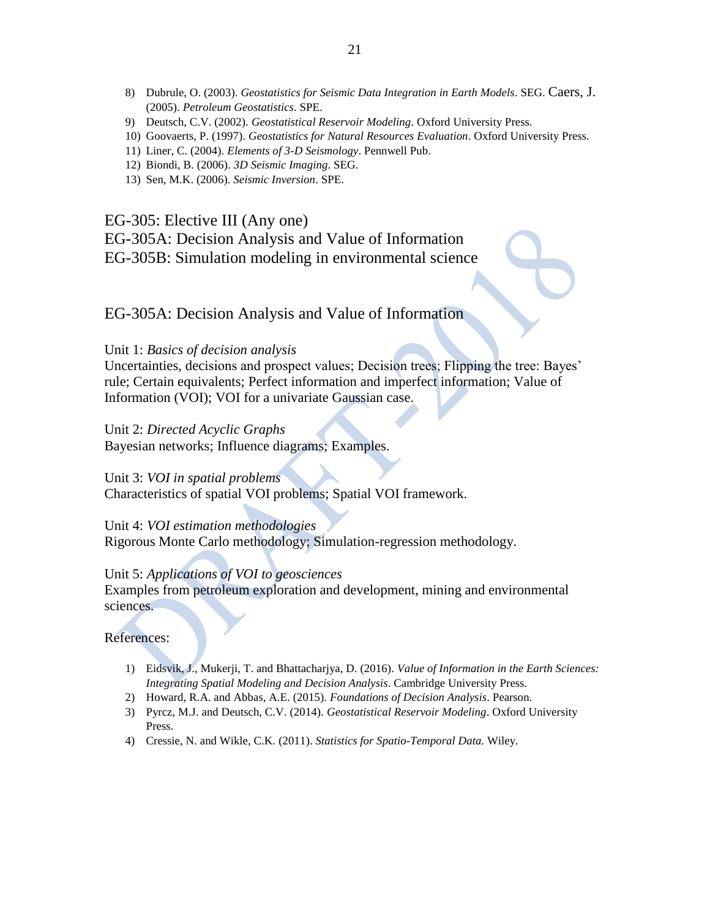8) Dubrule, O. (2003). *Geostatistics for Seismic Data Integration in Earth Models*. SEG. Caers, J. (2005). *Petroleum Geostatistics*. SPE.
9) Deutsch, C.V. (2002). *Geostatistical Reservoir Modeling*. Oxford University Press.
10) Goovaerts, P. (1997). *Geostatistics for Natural Resources Evaluation*. Oxford University Press.
11) Liner, C. (2004). *Elements of 3-D Seismology*. Pennwell Pub.
12) Biondi, B. (2006). *3D Seismic Imaging*. SEG.
13) Sen, M.K. (2006). *Seismic Inversion*. SPE.

## EG-305: Elective III (Any one)
## EG-305A: Decision Analysis and Value of Information
## EG-305B: Simulation modeling in environmental science

## EG-305A: Decision Analysis and Value of Information

Unit 1: *Basics of decision analysis*
Uncertainties, decisions and prospect values; Decision trees; Flipping the tree: Bayes' rule; Certain equivalents; Perfect information and imperfect information; Value of Information (VOI); VOI for a univariate Gaussian case.

Unit 2: *Directed Acyclic Graphs*
Bayesian networks; Influence diagrams; Examples.

Unit 3: *VOI in spatial problems*
Characteristics of spatial VOI problems; Spatial VOI framework.

Unit 4: *VOI estimation methodologies*
Rigorous Monte Carlo methodology; Simulation-regression methodology.

Unit 5: *Applications of VOI to geosciences*
Examples from petroleum exploration and development, mining and environmental sciences.

References:

1) Eidsvik, J., Mukerji, T. and Bhattacharjya, D. (2016). *Value of Information in the Earth Sciences: Integrating Spatial Modeling and Decision Analysis*. Cambridge University Press.
2) Howard, R.A. and Abbas, A.E. (2015). *Foundations of Decision Analysis*. Pearson.
3) Pyrcz, M.J. and Deutsch, C.V. (2014). *Geostatistical Reservoir Modeling*. Oxford University Press.
4) Cressie, N. and Wikle, C.K. (2011). *Statistics for Spatio-Temporal Data.* Wiley.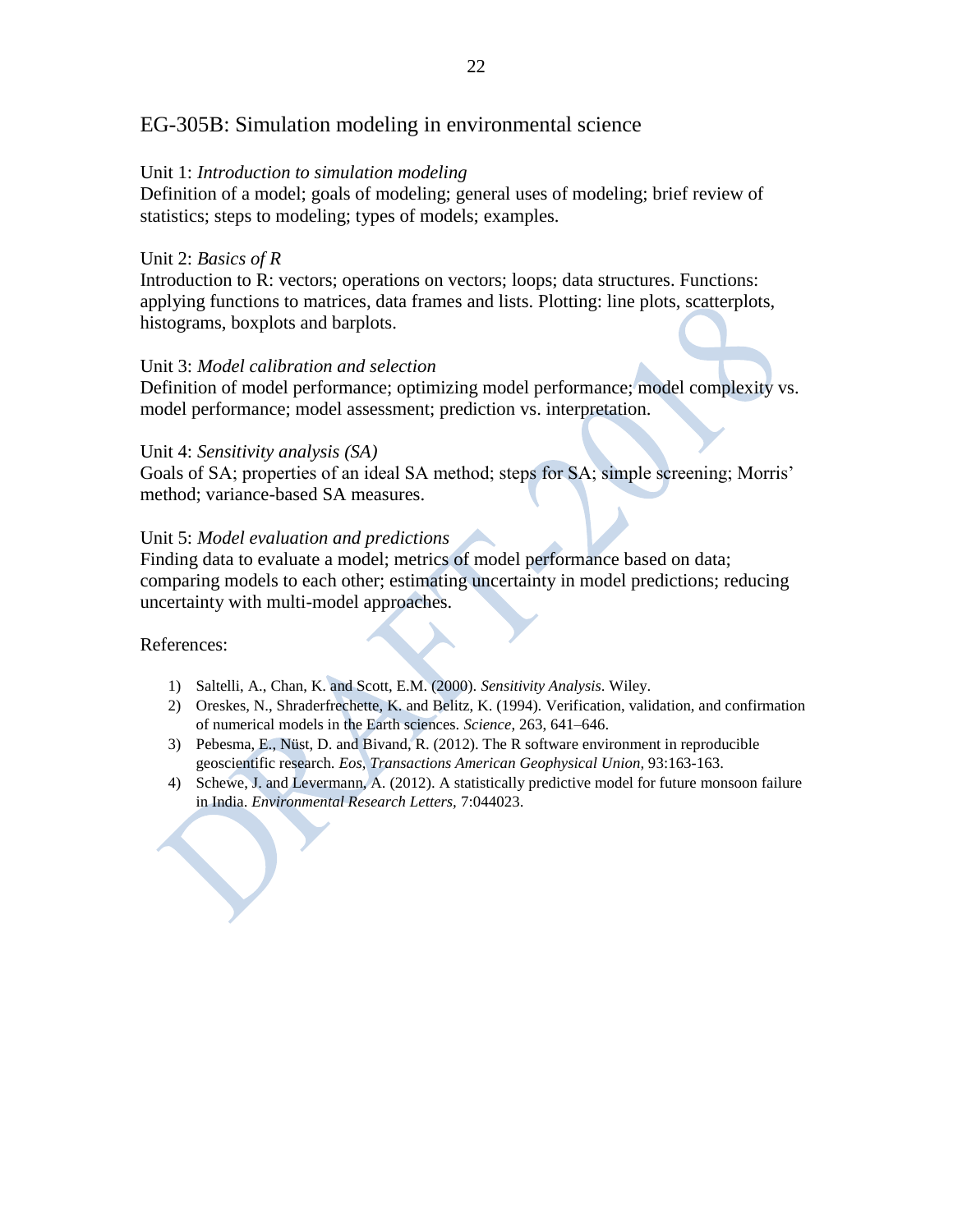## EG-305B: Simulation modeling in environmental science

Unit 1: *Introduction to simulation modeling*
Definition of a model; goals of modeling; general uses of modeling; brief review of statistics; steps to modeling; types of models; examples.

Unit 2: *Basics of R*
Introduction to R: vectors; operations on vectors; loops; data structures. Functions: applying functions to matrices, data frames and lists. Plotting: line plots, scatterplots, histograms, boxplots and barplots.

Unit 3: *Model calibration and selection*
Definition of model performance; optimizing model performance; model complexity vs. model performance; model assessment; prediction vs. interpretation.

Unit 4: *Sensitivity analysis (SA)*
Goals of SA; properties of an ideal SA method; steps for SA; simple screening; Morris' method; variance-based SA measures.

Unit 5: *Model evaluation and predictions*
Finding data to evaluate a model; metrics of model performance based on data; comparing models to each other; estimating uncertainty in model predictions; reducing uncertainty with multi-model approaches.

References:

1) Saltelli, A., Chan, K. and Scott, E.M. (2000). *Sensitivity Analysis.* Wiley.
2) Oreskes, N., Shraderfrechette, K. and Belitz, K. (1994). Verification, validation, and confirmation of numerical models in the Earth sciences. *Science,* 263, 641–646.
3) Pebesma, E., Nüst, D. and Bivand, R. (2012). The R software environment in reproducible geoscientific research. *Eos, Transactions American Geophysical Union,* 93:163-163.
4) Schewe, J. and Levermann, A. (2012). A statistically predictive model for future monsoon failure in India. *Environmental Research Letters,* 7:044023.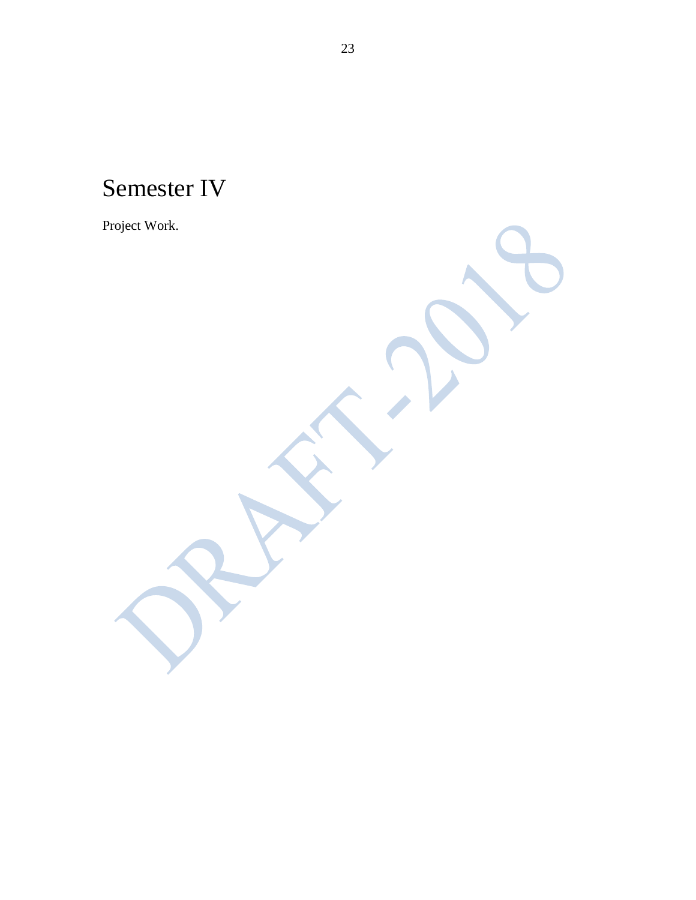# Semester IV

Project Work.